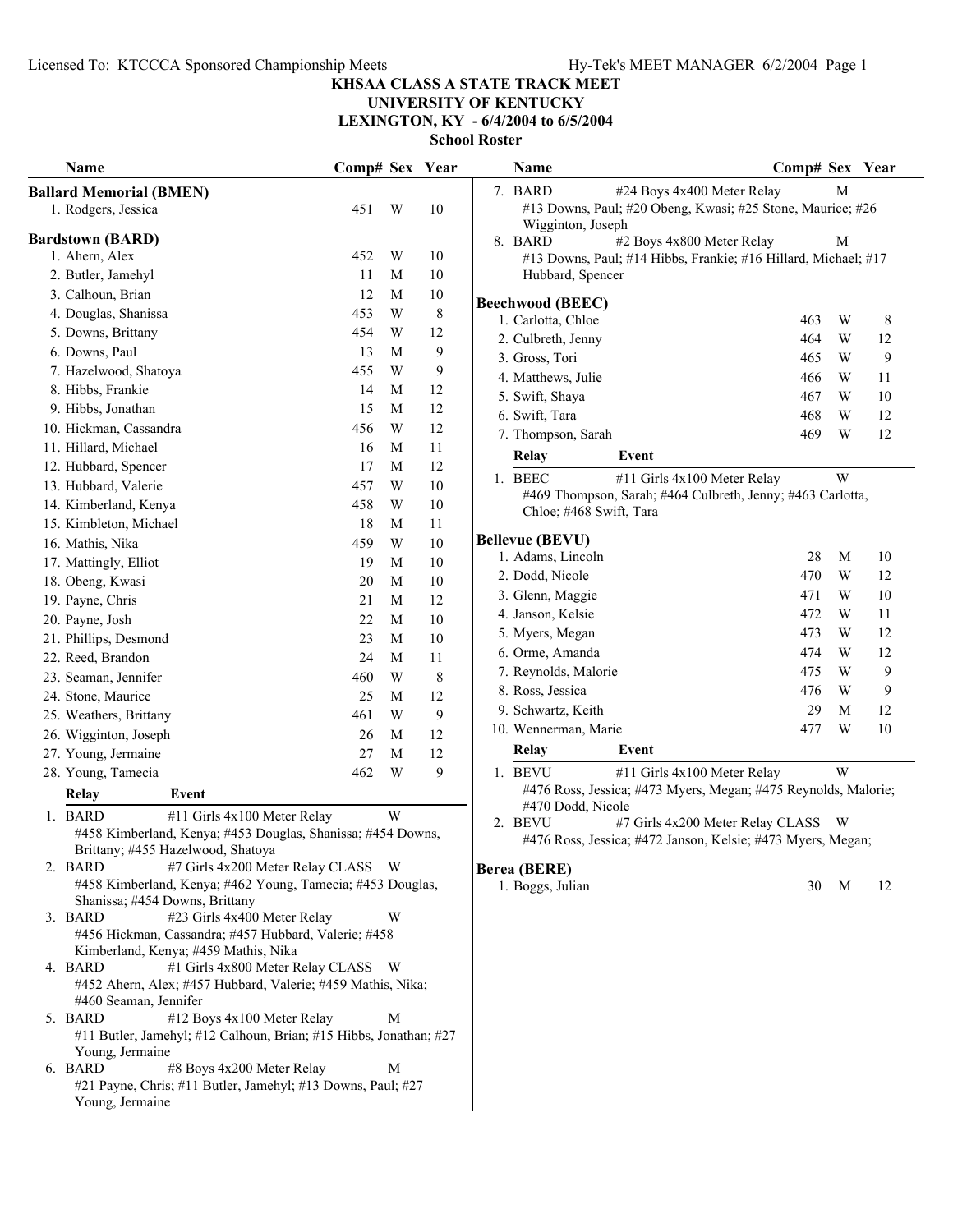# KHSAA CLASS A STATE TRACK MEET
## UNIVERSITY OF KENTUCKY
### LEXINGTON, KY - 6/4/2004 to 6/5/2004
### School Roster

**Ballard Memorial (BMEN)**

| Name | Comp# | Sex | Year |
|---|---|---|---|
| 1. Rodgers, Jessica | 451 | W | 10 |

**Bardstown (BARD)**

| Name | Comp# | Sex | Year |
|---|---|---|---|
| 1. Ahern, Alex | 452 | W | 10 |
| 2. Butler, Jamehyl | 11 | M | 10 |
| 3. Calhoun, Brian | 12 | M | 10 |
| 4. Douglas, Shanissa | 453 | W | 8 |
| 5. Downs, Brittany | 454 | W | 12 |
| 6. Downs, Paul | 13 | M | 9 |
| 7. Hazelwood, Shatoya | 455 | W | 9 |
| 8. Hibbs, Frankie | 14 | M | 12 |
| 9. Hibbs, Jonathan | 15 | M | 12 |
| 10. Hickman, Cassandra | 456 | W | 12 |
| 11. Hillard, Michael | 16 | M | 11 |
| 12. Hubbard, Spencer | 17 | M | 12 |
| 13. Hubbard, Valerie | 457 | W | 10 |
| 14. Kimberland, Kenya | 458 | W | 10 |
| 15. Kimbleton, Michael | 18 | M | 11 |
| 16. Mathis, Nika | 459 | W | 10 |
| 17. Mattingly, Elliot | 19 | M | 10 |
| 18. Obeng, Kwasi | 20 | M | 10 |
| 19. Payne, Chris | 21 | M | 12 |
| 20. Payne, Josh | 22 | M | 10 |
| 21. Phillips, Desmond | 23 | M | 10 |
| 22. Reed, Brandon | 24 | M | 11 |
| 23. Seaman, Jennifer | 460 | W | 8 |
| 24. Stone, Maurice | 25 | M | 12 |
| 25. Weathers, Brittany | 461 | W | 9 |
| 26. Wigginton, Joseph | 26 | M | 12 |
| 27. Young, Jermaine | 27 | M | 12 |
| 28. Young, Tamecia | 462 | W | 9 |

| Relay | Event | Sex |
|---|---|---|
| 1. BARD | #11 Girls 4x100 Meter Relay | W |
| | #458 Kimberland, Kenya; #453 Douglas, Shanissa; #454 Downs, Brittany; #455 Hazelwood, Shatoya | |
| 2. BARD | #7 Girls 4x200 Meter Relay CLASS | W |
| | #458 Kimberland, Kenya; #462 Young, Tamecia; #453 Douglas, Shanissa; #454 Downs, Brittany | |
| 3. BARD | #23 Girls 4x400 Meter Relay | W |
| | #456 Hickman, Cassandra; #457 Hubbard, Valerie; #458 Kimberland, Kenya; #459 Mathis, Nika | |
| 4. BARD | #1 Girls 4x800 Meter Relay CLASS | W |
| | #452 Ahern, Alex; #457 Hubbard, Valerie; #459 Mathis, Nika; #460 Seaman, Jennifer | |
| 5. BARD | #12 Boys 4x100 Meter Relay | M |
| | #11 Butler, Jamehyl; #12 Calhoun, Brian; #15 Hibbs, Jonathan; #27 Young, Jermaine | |
| 6. BARD | #8 Boys 4x200 Meter Relay | M |
| | #21 Payne, Chris; #11 Butler, Jamehyl; #13 Downs, Paul; #27 Young, Jermaine | |
| 7. BARD | #24 Boys 4x400 Meter Relay | M |
| | #13 Downs, Paul; #20 Obeng, Kwasi; #25 Stone, Maurice; #26 Wigginton, Joseph | |
| 8. BARD | #2 Boys 4x800 Meter Relay | M |
| | #13 Downs, Paul; #14 Hibbs, Frankie; #16 Hillard, Michael; #17 Hubbard, Spencer | |

**Beechwood (BEEC)**

| Name | Comp# | Sex | Year |
|---|---|---|---|
| 1. Carlotta, Chloe | 463 | W | 8 |
| 2. Culbreth, Jenny | 464 | W | 12 |
| 3. Gross, Tori | 465 | W | 9 |
| 4. Matthews, Julie | 466 | W | 11 |
| 5. Swift, Shaya | 467 | W | 10 |
| 6. Swift, Tara | 468 | W | 12 |
| 7. Thompson, Sarah | 469 | W | 12 |

| Relay | Event | Sex |
|---|---|---|
| 1. BEEC | #11 Girls 4x100 Meter Relay | W |
| | #469 Thompson, Sarah; #464 Culbreth, Jenny; #463 Carlotta, Chloe; #468 Swift, Tara | |

**Bellevue (BEVU)**

| Name | Comp# | Sex | Year |
|---|---|---|---|
| 1. Adams, Lincoln | 28 | M | 10 |
| 2. Dodd, Nicole | 470 | W | 12 |
| 3. Glenn, Maggie | 471 | W | 10 |
| 4. Janson, Kelsie | 472 | W | 11 |
| 5. Myers, Megan | 473 | W | 12 |
| 6. Orme, Amanda | 474 | W | 12 |
| 7. Reynolds, Malorie | 475 | W | 9 |
| 8. Ross, Jessica | 476 | W | 9 |
| 9. Schwartz, Keith | 29 | M | 12 |
| 10. Wennerman, Marie | 477 | W | 10 |

| Relay | Event | Sex |
|---|---|---|
| 1. BEVU | #11 Girls 4x100 Meter Relay | W |
| | #476 Ross, Jessica; #473 Myers, Megan; #475 Reynolds, Malorie; #470 Dodd, Nicole | |
| 2. BEVU | #7 Girls 4x200 Meter Relay CLASS | W |
| | #476 Ross, Jessica; #472 Janson, Kelsie; #473 Myers, Megan; | |

**Berea (BERE)**

| Name | Comp# | Sex | Year |
|---|---|---|---|
| 1. Boggs, Julian | 30 | M | 12 |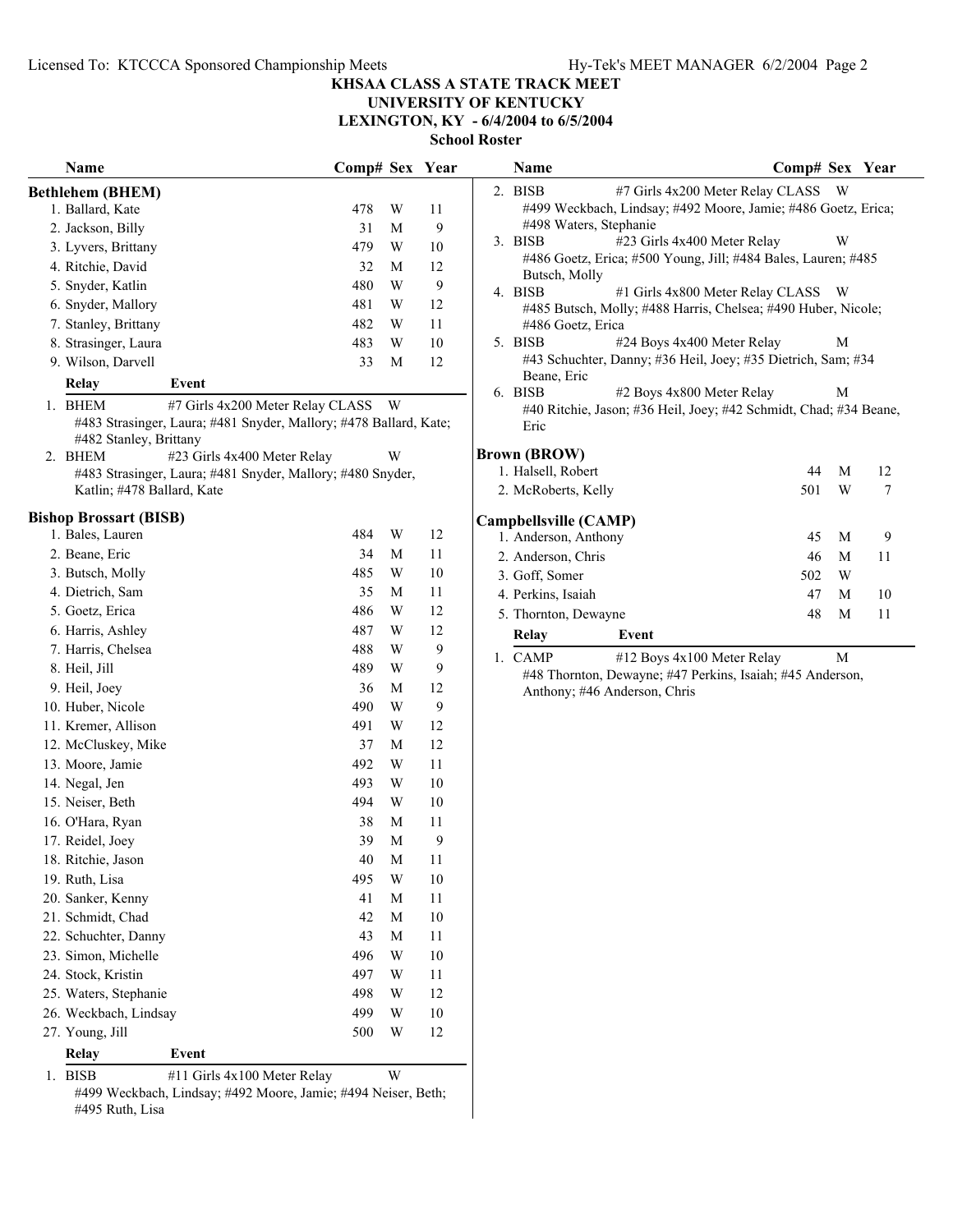# KHSAA CLASS A STATE TRACK MEET
## UNIVERSITY OF KENTUCKY
## LEXINGTON, KY - 6/4/2004 to 6/5/2004
### School Roster

### Bethlehem (BHEM)

| Name | Comp# | Sex | Year |
|---|---|---|---|
| 1. Ballard, Kate | 478 | W | 11 |
| 2. Jackson, Billy | 31 | M | 9 |
| 3. Lyvers, Brittany | 479 | W | 10 |
| 4. Ritchie, David | 32 | M | 12 |
| 5. Snyder, Katlin | 480 | W | 9 |
| 6. Snyder, Mallory | 481 | W | 12 |
| 7. Stanley, Brittany | 482 | W | 11 |
| 8. Strasinger, Laura | 483 | W | 10 |
| 9. Wilson, Darvell | 33 | M | 12 |

| Relay | Event | Sex |
|---|---|---|
| 1. BHEM | #7 Girls 4x200 Meter Relay CLASS | W |
| | #483 Strasinger, Laura; #481 Snyder, Mallory; #478 Ballard, Kate; #482 Stanley, Brittany | |
| 2. BHEM | #23 Girls 4x400 Meter Relay | W |
| | #483 Strasinger, Laura; #481 Snyder, Mallory; #480 Snyder, Katlin; #478 Ballard, Kate | |

### Bishop Brossart (BISB)

| Name | Comp# | Sex | Year |
|---|---|---|---|
| 1. Bales, Lauren | 484 | W | 12 |
| 2. Beane, Eric | 34 | M | 11 |
| 3. Butsch, Molly | 485 | W | 10 |
| 4. Dietrich, Sam | 35 | M | 11 |
| 5. Goetz, Erica | 486 | W | 12 |
| 6. Harris, Ashley | 487 | W | 12 |
| 7. Harris, Chelsea | 488 | W | 9 |
| 8. Heil, Jill | 489 | W | 9 |
| 9. Heil, Joey | 36 | M | 12 |
| 10. Huber, Nicole | 490 | W | 9 |
| 11. Kremer, Allison | 491 | W | 12 |
| 12. McCluskey, Mike | 37 | M | 12 |
| 13. Moore, Jamie | 492 | W | 11 |
| 14. Negal, Jen | 493 | W | 10 |
| 15. Neiser, Beth | 494 | W | 10 |
| 16. O'Hara, Ryan | 38 | M | 11 |
| 17. Reidel, Joey | 39 | M | 9 |
| 18. Ritchie, Jason | 40 | M | 11 |
| 19. Ruth, Lisa | 495 | W | 10 |
| 20. Sanker, Kenny | 41 | M | 11 |
| 21. Schmidt, Chad | 42 | M | 10 |
| 22. Schuchter, Danny | 43 | M | 11 |
| 23. Simon, Michelle | 496 | W | 10 |
| 24. Stock, Kristin | 497 | W | 11 |
| 25. Waters, Stephanie | 498 | W | 12 |
| 26. Weckbach, Lindsay | 499 | W | 10 |
| 27. Young, Jill | 500 | W | 12 |

| Relay | Event | Sex |
|---|---|---|
| 1. BISB | #11 Girls 4x100 Meter Relay | W |
| | #499 Weckbach, Lindsay; #492 Moore, Jamie; #494 Neiser, Beth; #495 Ruth, Lisa | |
| 2. BISB | #7 Girls 4x200 Meter Relay CLASS | W |
| | #499 Weckbach, Lindsay; #492 Moore, Jamie; #486 Goetz, Erica; #498 Waters, Stephanie | |
| 3. BISB | #23 Girls 4x400 Meter Relay | W |
| | #486 Goetz, Erica; #500 Young, Jill; #484 Bales, Lauren; #485 Butsch, Molly | |
| 4. BISB | #1 Girls 4x800 Meter Relay CLASS | W |
| | #485 Butsch, Molly; #488 Harris, Chelsea; #490 Huber, Nicole; #486 Goetz, Erica | |
| 5. BISB | #24 Boys 4x400 Meter Relay | M |
| | #43 Schuchter, Danny; #36 Heil, Joey; #35 Dietrich, Sam; #34 Beane, Eric | |
| 6. BISB | #2 Boys 4x800 Meter Relay | M |
| | #40 Ritchie, Jason; #36 Heil, Joey; #42 Schmidt, Chad; #34 Beane, Eric | |

### Brown (BROW)

| Name | Comp# | Sex | Year |
|---|---|---|---|
| 1. Halsell, Robert | 44 | M | 12 |
| 2. McRoberts, Kelly | 501 | W | 7 |

### Campbellsville (CAMP)

| Name | Comp# | Sex | Year |
|---|---|---|---|
| 1. Anderson, Anthony | 45 | M | 9 |
| 2. Anderson, Chris | 46 | M | 11 |
| 3. Goff, Somer | 502 | W | |
| 4. Perkins, Isaiah | 47 | M | 10 |
| 5. Thornton, Dewayne | 48 | M | 11 |

| Relay | Event | Sex |
|---|---|---|
| 1. CAMP | #12 Boys 4x100 Meter Relay | M |
| | #48 Thornton, Dewayne; #47 Perkins, Isaiah; #45 Anderson, Anthony; #46 Anderson, Chris | |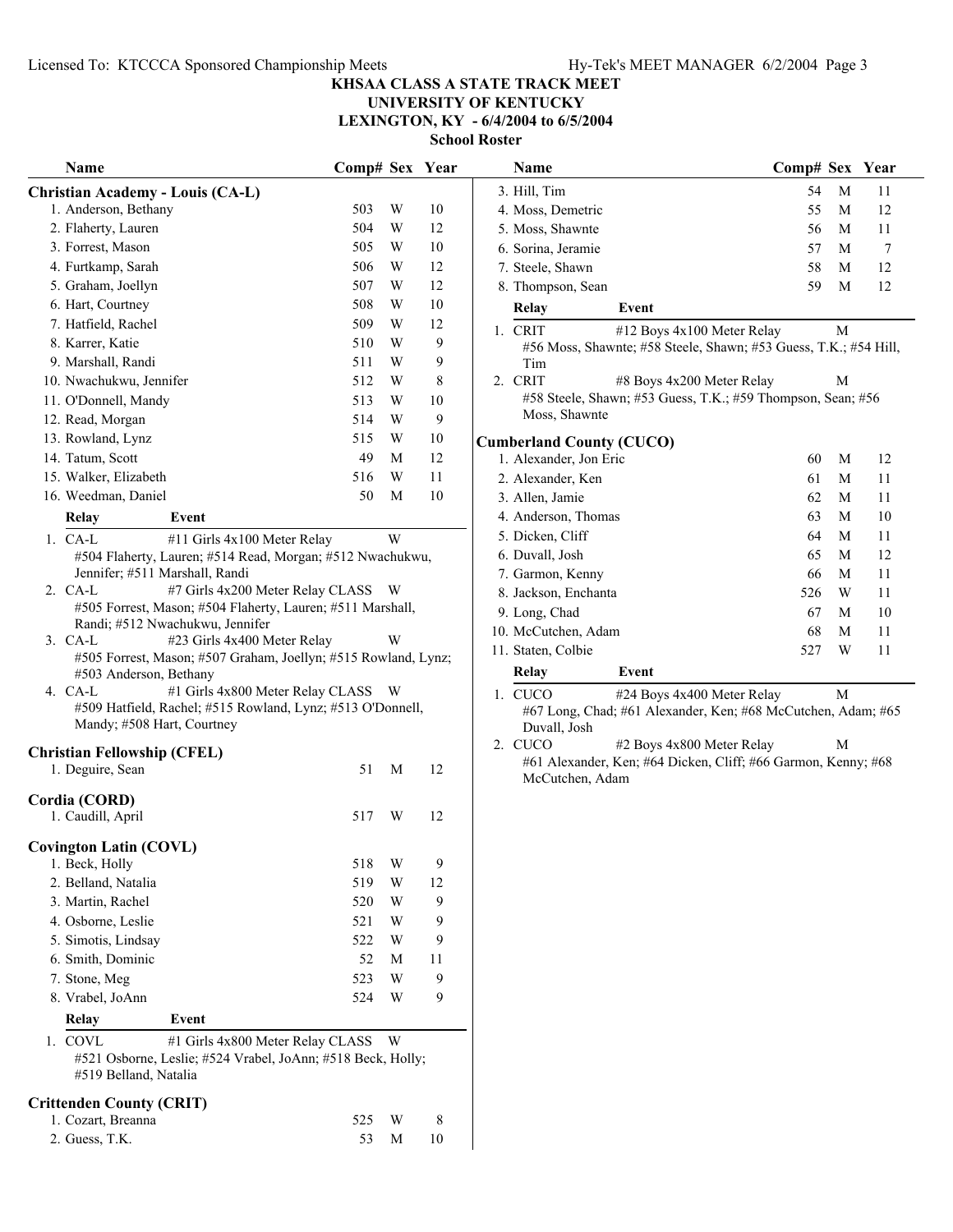# KHSAA CLASS A STATE TRACK MEET

## UNIVERSITY OF KENTUCKY

### LEXINGTON, KY - 6/4/2004 to 6/5/2004

### School Roster

## Christian Academy - Louis (CA-L)

| Name | Comp# | Sex | Year |
|---|---|---|---|
| 1. Anderson, Bethany | 503 | W | 10 |
| 2. Flaherty, Lauren | 504 | W | 12 |
| 3. Forrest, Mason | 505 | W | 10 |
| 4. Furtkamp, Sarah | 506 | W | 12 |
| 5. Graham, Joellyn | 507 | W | 12 |
| 6. Hart, Courtney | 508 | W | 10 |
| 7. Hatfield, Rachel | 509 | W | 12 |
| 8. Karrer, Katie | 510 | W | 9 |
| 9. Marshall, Randi | 511 | W | 9 |
| 10. Nwachukwu, Jennifer | 512 | W | 8 |
| 11. O'Donnell, Mandy | 513 | W | 10 |
| 12. Read, Morgan | 514 | W | 9 |
| 13. Rowland, Lynz | 515 | W | 10 |
| 14. Tatum, Scott | 49 | M | 12 |
| 15. Walker, Elizabeth | 516 | W | 11 |
| 16. Weedman, Daniel | 50 | M | 10 |

| Relay | Event | |
|---|---|---|
| 1. CA-L | #11 Girls 4x100 Meter Relay | W |
| | #504 Flaherty, Lauren; #514 Read, Morgan; #512 Nwachukwu, Jennifer; #511 Marshall, Randi | |
| 2. CA-L | #7 Girls 4x200 Meter Relay CLASS | W |
| | #505 Forrest, Mason; #504 Flaherty, Lauren; #511 Marshall, Randi; #512 Nwachukwu, Jennifer | |
| 3. CA-L | #23 Girls 4x400 Meter Relay | W |
| | #505 Forrest, Mason; #507 Graham, Joellyn; #515 Rowland, Lynz; #503 Anderson, Bethany | |
| 4. CA-L | #1 Girls 4x800 Meter Relay CLASS | W |
| | #509 Hatfield, Rachel; #515 Rowland, Lynz; #513 O'Donnell, Mandy; #508 Hart, Courtney | |

## Christian Fellowship (CFEL)

| Name | Comp# | Sex | Year |
|---|---|---|---|
| 1. Deguire, Sean | 51 | M | 12 |

## Cordia (CORD)

| Name | Comp# | Sex | Year |
|---|---|---|---|
| 1. Caudill, April | 517 | W | 12 |

## Covington Latin (COVL)

| Name | Comp# | Sex | Year |
|---|---|---|---|
| 1. Beck, Holly | 518 | W | 9 |
| 2. Belland, Natalia | 519 | W | 12 |
| 3. Martin, Rachel | 520 | W | 9 |
| 4. Osborne, Leslie | 521 | W | 9 |
| 5. Simotis, Lindsay | 522 | W | 9 |
| 6. Smith, Dominic | 52 | M | 11 |
| 7. Stone, Meg | 523 | W | 9 |
| 8. Vrabel, JoAnn | 524 | W | 9 |

| Relay | Event | |
|---|---|---|
| 1. COVL | #1 Girls 4x800 Meter Relay CLASS | W |
| | #521 Osborne, Leslie; #524 Vrabel, JoAnn; #518 Beck, Holly; #519 Belland, Natalia | |

## Crittenden County (CRIT)

| Name | Comp# | Sex | Year |
|---|---|---|---|
| 1. Cozart, Breanna | 525 | W | 8 |
| 2. Guess, T.K. | 53 | M | 10 |
| 3. Hill, Tim | 54 | M | 11 |
| 4. Moss, Demetric | 55 | M | 12 |
| 5. Moss, Shawnte | 56 | M | 11 |
| 6. Sorina, Jeramie | 57 | M | 7 |
| 7. Steele, Shawn | 58 | M | 12 |
| 8. Thompson, Sean | 59 | M | 12 |

| Relay | Event | |
|---|---|---|
| 1. CRIT | #12 Boys 4x100 Meter Relay | M |
| | #56 Moss, Shawnte; #58 Steele, Shawn; #53 Guess, T.K.; #54 Hill, Tim | |
| 2. CRIT | #8 Boys 4x200 Meter Relay | M |
| | #58 Steele, Shawn; #53 Guess, T.K.; #59 Thompson, Sean; #56 Moss, Shawnte | |

## Cumberland County (CUCO)

| Name | Comp# | Sex | Year |
|---|---|---|---|
| 1. Alexander, Jon Eric | 60 | M | 12 |
| 2. Alexander, Ken | 61 | M | 11 |
| 3. Allen, Jamie | 62 | M | 11 |
| 4. Anderson, Thomas | 63 | M | 10 |
| 5. Dicken, Cliff | 64 | M | 11 |
| 6. Duvall, Josh | 65 | M | 12 |
| 7. Garmon, Kenny | 66 | M | 11 |
| 8. Jackson, Enchanta | 526 | W | 11 |
| 9. Long, Chad | 67 | M | 10 |
| 10. McCutchen, Adam | 68 | M | 11 |
| 11. Staten, Colbie | 527 | W | 11 |

| Relay | Event | |
|---|---|---|
| 1. CUCO | #24 Boys 4x400 Meter Relay | M |
| | #67 Long, Chad; #61 Alexander, Ken; #68 McCutchen, Adam; #65 Duvall, Josh | |
| 2. CUCO | #2 Boys 4x800 Meter Relay | M |
| | #61 Alexander, Ken; #64 Dicken, Cliff; #66 Garmon, Kenny; #68 McCutchen, Adam | |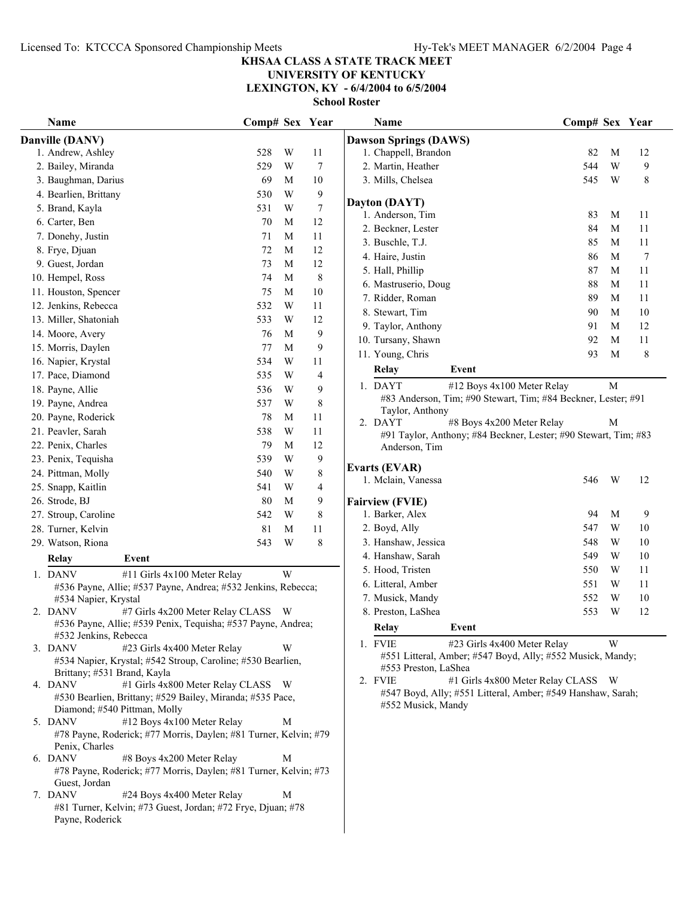# KHSAA CLASS A STATE TRACK MEET
## UNIVERSITY OF KENTUCKY
## LEXINGTON, KY - 6/4/2004 to 6/5/2004
### School Roster

### Danville (DANV)

| Name | Comp# | Sex | Year |
|---|---|---|---|
| 1. Andrew, Ashley | 528 | W | 11 |
| 2. Bailey, Miranda | 529 | W | 7 |
| 3. Baughman, Darius | 69 | M | 10 |
| 4. Bearlien, Brittany | 530 | W | 9 |
| 5. Brand, Kayla | 531 | W | 7 |
| 6. Carter, Ben | 70 | M | 12 |
| 7. Donehy, Justin | 71 | M | 11 |
| 8. Frye, Djuan | 72 | M | 12 |
| 9. Guest, Jordan | 73 | M | 12 |
| 10. Hempel, Ross | 74 | M | 8 |
| 11. Houston, Spencer | 75 | M | 10 |
| 12. Jenkins, Rebecca | 532 | W | 11 |
| 13. Miller, Shatoniah | 533 | W | 12 |
| 14. Moore, Avery | 76 | M | 9 |
| 15. Morris, Daylen | 77 | M | 9 |
| 16. Napier, Krystal | 534 | W | 11 |
| 17. Pace, Diamond | 535 | W | 4 |
| 18. Payne, Allie | 536 | W | 9 |
| 19. Payne, Andrea | 537 | W | 8 |
| 20. Payne, Roderick | 78 | M | 11 |
| 21. Peavler, Sarah | 538 | W | 11 |
| 22. Penix, Charles | 79 | M | 12 |
| 23. Penix, Tequisha | 539 | W | 9 |
| 24. Pittman, Molly | 540 | W | 8 |
| 25. Snapp, Kaitlin | 541 | W | 4 |
| 26. Strode, BJ | 80 | M | 9 |
| 27. Stroup, Caroline | 542 | W | 8 |
| 28. Turner, Kelvin | 81 | M | 11 |
| 29. Watson, Riona | 543 | W | 8 |

| Relay | Event | Sex |
|---|---|---|
| 1. DANV | #11 Girls 4x100 Meter Relay | W |
| | #536 Payne, Allie; #537 Payne, Andrea; #532 Jenkins, Rebecca; #534 Napier, Krystal | |
| 2. DANV | #7 Girls 4x200 Meter Relay CLASS | W |
| | #536 Payne, Allie; #539 Penix, Tequisha; #537 Payne, Andrea; #532 Jenkins, Rebecca | |
| 3. DANV | #23 Girls 4x400 Meter Relay | W |
| | #534 Napier, Krystal; #542 Stroup, Caroline; #530 Bearlien, Brittany; #531 Brand, Kayla | |
| 4. DANV | #1 Girls 4x800 Meter Relay CLASS | W |
| | #530 Bearlien, Brittany; #529 Bailey, Miranda; #535 Pace, Diamond; #540 Pittman, Molly | |
| 5. DANV | #12 Boys 4x100 Meter Relay | M |
| | #78 Payne, Roderick; #77 Morris, Daylen; #81 Turner, Kelvin; #79 Penix, Charles | |
| 6. DANV | #8 Boys 4x200 Meter Relay | M |
| | #78 Payne, Roderick; #77 Morris, Daylen; #81 Turner, Kelvin; #73 Guest, Jordan | |
| 7. DANV | #24 Boys 4x400 Meter Relay | M |
| | #81 Turner, Kelvin; #73 Guest, Jordan; #72 Frye, Djuan; #78 Payne, Roderick | |

### Dawson Springs (DAWS)

| Name | Comp# | Sex | Year |
|---|---|---|---|
| 1. Chappell, Brandon | 82 | M | 12 |
| 2. Martin, Heather | 544 | W | 9 |
| 3. Mills, Chelsea | 545 | W | 8 |

### Dayton (DAYT)

| Name | Comp# | Sex | Year |
|---|---|---|---|
| 1. Anderson, Tim | 83 | M | 11 |
| 2. Beckner, Lester | 84 | M | 11 |
| 3. Buschle, T.J. | 85 | M | 11 |
| 4. Haire, Justin | 86 | M | 7 |
| 5. Hall, Phillip | 87 | M | 11 |
| 6. Mastruserio, Doug | 88 | M | 11 |
| 7. Ridder, Roman | 89 | M | 11 |
| 8. Stewart, Tim | 90 | M | 10 |
| 9. Taylor, Anthony | 91 | M | 12 |
| 10. Tursany, Shawn | 92 | M | 11 |
| 11. Young, Chris | 93 | M | 8 |

| Relay | Event | Sex |
|---|---|---|
| 1. DAYT | #12 Boys 4x100 Meter Relay | M |
| | #83 Anderson, Tim; #90 Stewart, Tim; #84 Beckner, Lester; #91 Taylor, Anthony | |
| 2. DAYT | #8 Boys 4x200 Meter Relay | M |
| | #91 Taylor, Anthony; #84 Beckner, Lester; #90 Stewart, Tim; #83 Anderson, Tim | |

### Evarts (EVAR)

| Name | Comp# | Sex | Year |
|---|---|---|---|
| 1. Mclain, Vanessa | 546 | W | 12 |

### Fairview (FVIE)

| Name | Comp# | Sex | Year |
|---|---|---|---|
| 1. Barker, Alex | 94 | M | 9 |
| 2. Boyd, Ally | 547 | W | 10 |
| 3. Hanshaw, Jessica | 548 | W | 10 |
| 4. Hanshaw, Sarah | 549 | W | 10 |
| 5. Hood, Tristen | 550 | W | 11 |
| 6. Litteral, Amber | 551 | W | 11 |
| 7. Musick, Mandy | 552 | W | 10 |
| 8. Preston, LaShea | 553 | W | 12 |

| Relay | Event | Sex |
|---|---|---|
| 1. FVIE | #23 Girls 4x400 Meter Relay | W |
| | #551 Litteral, Amber; #547 Boyd, Ally; #552 Musick, Mandy; #553 Preston, LaShea | |
| 2. FVIE | #1 Girls 4x800 Meter Relay CLASS | W |
| | #547 Boyd, Ally; #551 Litteral, Amber; #549 Hanshaw, Sarah; #552 Musick, Mandy | |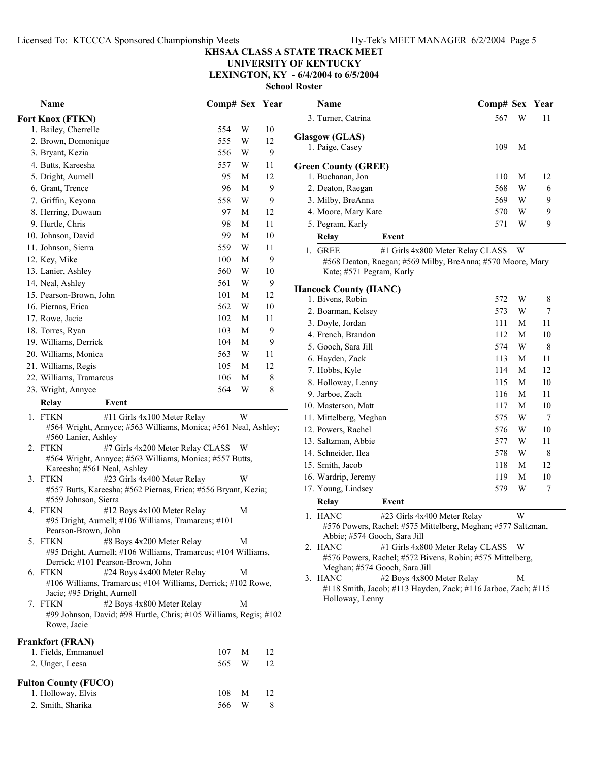# KHSAA CLASS A STATE TRACK MEET
## UNIVERSITY OF KENTUCKY
## LEXINGTON, KY - 6/4/2004 to 6/5/2004
### School Roster

## Fort Knox (FTKN)

| Name | Comp# | Sex | Year |
|---|---|---|---|
| 1. Bailey, Cherrelle | 554 | W | 10 |
| 2. Brown, Domonique | 555 | W | 12 |
| 3. Bryant, Kezia | 556 | W | 9 |
| 4. Butts, Kareesha | 557 | W | 11 |
| 5. Dright, Aurnell | 95 | M | 12 |
| 6. Grant, Trence | 96 | M | 9 |
| 7. Griffin, Keyona | 558 | W | 9 |
| 8. Herring, Duwaun | 97 | M | 12 |
| 9. Hurtle, Chris | 98 | M | 11 |
| 10. Johnson, David | 99 | M | 10 |
| 11. Johnson, Sierra | 559 | W | 11 |
| 12. Key, Mike | 100 | M | 9 |
| 13. Lanier, Ashley | 560 | W | 10 |
| 14. Neal, Ashley | 561 | W | 9 |
| 15. Pearson-Brown, John | 101 | M | 12 |
| 16. Piernas, Erica | 562 | W | 10 |
| 17. Rowe, Jacie | 102 | M | 11 |
| 18. Torres, Ryan | 103 | M | 9 |
| 19. Williams, Derrick | 104 | M | 9 |
| 20. Williams, Monica | 563 | W | 11 |
| 21. Williams, Regis | 105 | M | 12 |
| 22. Williams, Tramarcus | 106 | M | 8 |
| 23. Wright, Annyce | 564 | W | 8 |

| Relay | Event | |
|---|---|---|
| 1. FTKN | #11 Girls 4x100 Meter Relay | W |
| | #564 Wright, Annyce; #563 Williams, Monica; #561 Neal, Ashley; #560 Lanier, Ashley | |
| 2. FTKN | #7 Girls 4x200 Meter Relay CLASS | W |
| | #564 Wright, Annyce; #563 Williams, Monica; #557 Butts, Kareesha; #561 Neal, Ashley | |
| 3. FTKN | #23 Girls 4x400 Meter Relay | W |
| | #557 Butts, Kareesha; #562 Piernas, Erica; #556 Bryant, Kezia; #559 Johnson, Sierra | |
| 4. FTKN | #12 Boys 4x100 Meter Relay | M |
| | #95 Dright, Aurnell; #106 Williams, Tramarcus; #101 Pearson-Brown, John | |
| 5. FTKN | #8 Boys 4x200 Meter Relay | M |
| | #95 Dright, Aurnell; #106 Williams, Tramarcus; #104 Williams, Derrick; #101 Pearson-Brown, John | |
| 6. FTKN | #24 Boys 4x400 Meter Relay | M |
| | #106 Williams, Tramarcus; #104 Williams, Derrick; #102 Rowe, Jacie; #95 Dright, Aurnell | |
| 7. FTKN | #2 Boys 4x800 Meter Relay | M |
| | #99 Johnson, David; #98 Hurtle, Chris; #105 Williams, Regis; #102 Rowe, Jacie | |

## Frankfort (FRAN)

| Name | Comp# | Sex | Year |
|---|---|---|---|
| 1. Fields, Emmanuel | 107 | M | 12 |
| 2. Unger, Leesa | 565 | W | 12 |

## Fulton County (FUCO)

| Name | Comp# | Sex | Year |
|---|---|---|---|
| 1. Holloway, Elvis | 108 | M | 12 |
| 2. Smith, Sharika | 566 | W | 8 |
| 3. Turner, Catrina | 567 | W | 11 |

## Glasgow (GLAS)

| Name | Comp# | Sex | Year |
|---|---|---|---|
| 1. Paige, Casey | 109 | M | |

## Green County (GREE)

| Name | Comp# | Sex | Year |
|---|---|---|---|
| 1. Buchanan, Jon | 110 | M | 12 |
| 2. Deaton, Raegan | 568 | W | 6 |
| 3. Milby, BreAnna | 569 | W | 9 |
| 4. Moore, Mary Kate | 570 | W | 9 |
| 5. Pegram, Karly | 571 | W | 9 |

| Relay | Event | |
|---|---|---|
| 1. GREE | #1 Girls 4x800 Meter Relay CLASS | W |
| | #568 Deaton, Raegan; #569 Milby, BreAnna; #570 Moore, Mary Kate; #571 Pegram, Karly | |

## Hancock County (HANC)

| Name | Comp# | Sex | Year |
|---|---|---|---|
| 1. Bivens, Robin | 572 | W | 8 |
| 2. Boarman, Kelsey | 573 | W | 7 |
| 3. Doyle, Jordan | 111 | M | 11 |
| 4. French, Brandon | 112 | M | 10 |
| 5. Gooch, Sara Jill | 574 | W | 8 |
| 6. Hayden, Zack | 113 | M | 11 |
| 7. Hobbs, Kyle | 114 | M | 12 |
| 8. Holloway, Lenny | 115 | M | 10 |
| 9. Jarboe, Zach | 116 | M | 11 |
| 10. Masterson, Matt | 117 | M | 10 |
| 11. Mittelberg, Meghan | 575 | W | 7 |
| 12. Powers, Rachel | 576 | W | 10 |
| 13. Saltzman, Abbie | 577 | W | 11 |
| 14. Schneider, Ilea | 578 | W | 8 |
| 15. Smith, Jacob | 118 | M | 12 |
| 16. Wardrip, Jeremy | 119 | M | 10 |
| 17. Young, Lindsey | 579 | W | 7 |

| Relay | Event | |
|---|---|---|
| 1. HANC | #23 Girls 4x400 Meter Relay | W |
| | #576 Powers, Rachel; #575 Mittelberg, Meghan; #577 Saltzman, Abbie; #574 Gooch, Sara Jill | |
| 2. HANC | #1 Girls 4x800 Meter Relay CLASS | W |
| | #576 Powers, Rachel; #572 Bivens, Robin; #575 Mittelberg, Meghan; #574 Gooch, Sara Jill | |
| 3. HANC | #2 Boys 4x800 Meter Relay | M |
| | #118 Smith, Jacob; #113 Hayden, Zack; #116 Jarboe, Zach; #115 Holloway, Lenny | |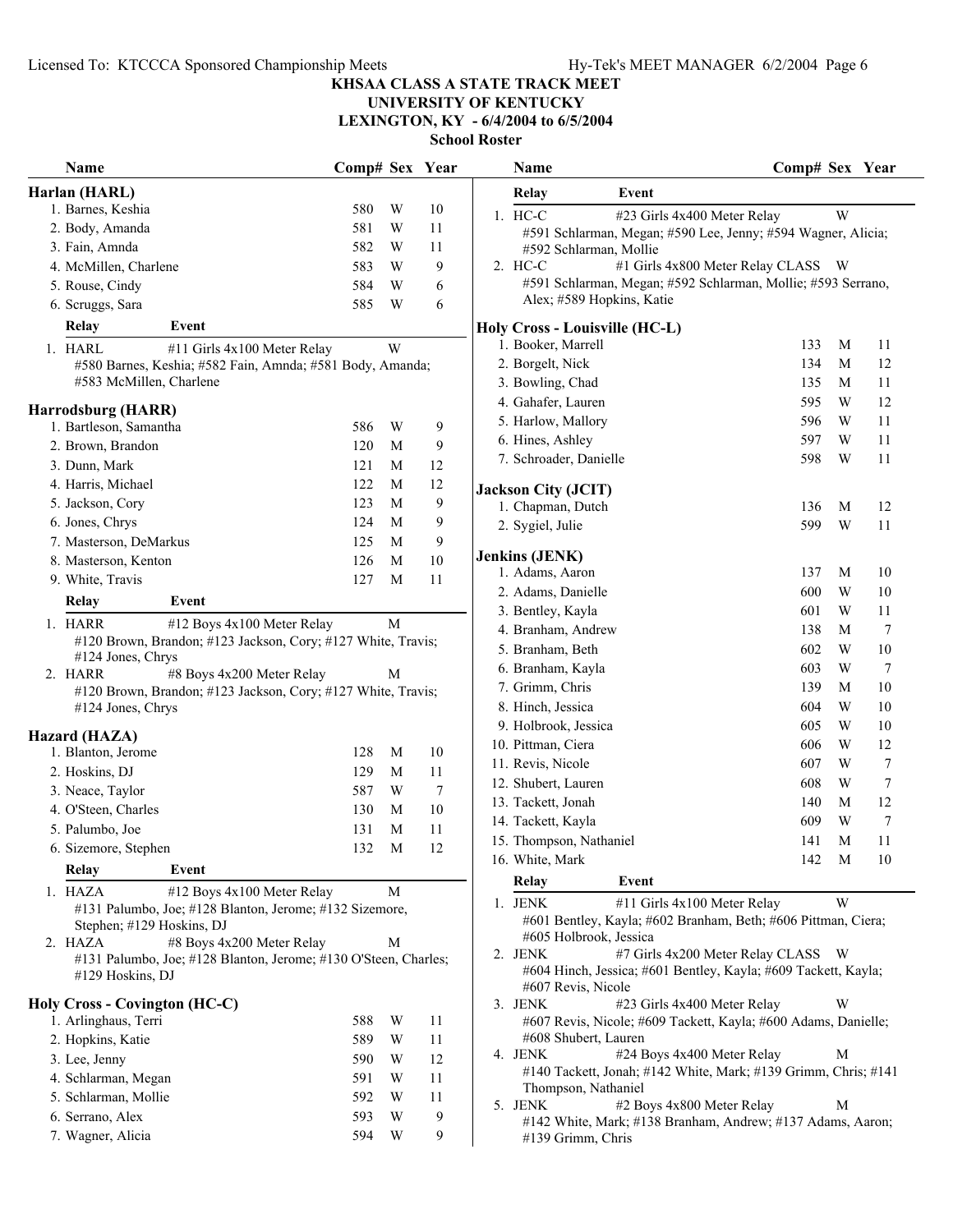# KHSAA CLASS A STATE TRACK MEET
## UNIVERSITY OF KENTUCKY
## LEXINGTON, KY - 6/4/2004 to 6/5/2004
### School Roster

### Harlan (HARL)

| Name | Comp# | Sex | Year |
|---|---|---|---|
| 1. Barnes, Keshia | 580 | W | 10 |
| 2. Body, Amanda | 581 | W | 11 |
| 3. Fain, Amnda | 582 | W | 11 |
| 4. McMillen, Charlene | 583 | W | 9 |
| 5. Rouse, Cindy | 584 | W | 6 |
| 6. Scruggs, Sara | 585 | W | 6 |

| Relay | Event | |
|---|---|---|
| 1. HARL | #11 Girls 4x100 Meter Relay | W |

#580 Barnes, Keshia; #582 Fain, Amnda; #581 Body, Amanda; #583 McMillen, Charlene

### Harrodsburg (HARR)

| Name | Comp# | Sex | Year |
|---|---|---|---|
| 1. Bartleson, Samantha | 586 | W | 9 |
| 2. Brown, Brandon | 120 | M | 9 |
| 3. Dunn, Mark | 121 | M | 12 |
| 4. Harris, Michael | 122 | M | 12 |
| 5. Jackson, Cory | 123 | M | 9 |
| 6. Jones, Chrys | 124 | M | 9 |
| 7. Masterson, DeMarkus | 125 | M | 9 |
| 8. Masterson, Kenton | 126 | M | 10 |
| 9. White, Travis | 127 | M | 11 |

| Relay | Event | |
|---|---|---|
| 1. HARR | #12 Boys 4x100 Meter Relay | M |
| 2. HARR | #8 Boys 4x200 Meter Relay | M |

1. #120 Brown, Brandon; #123 Jackson, Cory; #127 White, Travis; #124 Jones, Chrys
2. #120 Brown, Brandon; #123 Jackson, Cory; #127 White, Travis; #124 Jones, Chrys

### Hazard (HAZA)

| Name | Comp# | Sex | Year |
|---|---|---|---|
| 1. Blanton, Jerome | 128 | M | 10 |
| 2. Hoskins, DJ | 129 | M | 11 |
| 3. Neace, Taylor | 587 | W | 7 |
| 4. O'Steen, Charles | 130 | M | 10 |
| 5. Palumbo, Joe | 131 | M | 11 |
| 6. Sizemore, Stephen | 132 | M | 12 |

| Relay | Event | |
|---|---|---|
| 1. HAZA | #12 Boys 4x100 Meter Relay | M |
| 2. HAZA | #8 Boys 4x200 Meter Relay | M |

1. #131 Palumbo, Joe; #128 Blanton, Jerome; #132 Sizemore, Stephen; #129 Hoskins, DJ
2. #131 Palumbo, Joe; #128 Blanton, Jerome; #130 O'Steen, Charles; #129 Hoskins, DJ

### Holy Cross - Covington (HC-C)

| Name | Comp# | Sex | Year |
|---|---|---|---|
| 1. Arlinghaus, Terri | 588 | W | 11 |
| 2. Hopkins, Katie | 589 | W | 11 |
| 3. Lee, Jenny | 590 | W | 12 |
| 4. Schlarman, Megan | 591 | W | 11 |
| 5. Schlarman, Mollie | 592 | W | 11 |
| 6. Serrano, Alex | 593 | W | 9 |
| 7. Wagner, Alicia | 594 | W | 9 |

| Relay | Event | |
|---|---|---|
| 1. HC-C | #23 Girls 4x400 Meter Relay | W |
| 2. HC-C | #1 Girls 4x800 Meter Relay CLASS | W |

1. #591 Schlarman, Megan; #590 Lee, Jenny; #594 Wagner, Alicia; #592 Schlarman, Mollie
2. #591 Schlarman, Megan; #592 Schlarman, Mollie; #593 Serrano, Alex; #589 Hopkins, Katie

### Holy Cross - Louisville (HC-L)

| Name | Comp# | Sex | Year |
|---|---|---|---|
| 1. Booker, Marrell | 133 | M | 11 |
| 2. Borgelt, Nick | 134 | M | 12 |
| 3. Bowling, Chad | 135 | M | 11 |
| 4. Gahafer, Lauren | 595 | W | 12 |
| 5. Harlow, Mallory | 596 | W | 11 |
| 6. Hines, Ashley | 597 | W | 11 |
| 7. Schroader, Danielle | 598 | W | 11 |

### Jackson City (JCIT)

| Name | Comp# | Sex | Year |
|---|---|---|---|
| 1. Chapman, Dutch | 136 | M | 12 |
| 2. Sygiel, Julie | 599 | W | 11 |

### Jenkins (JENK)

| Name | Comp# | Sex | Year |
|---|---|---|---|
| 1. Adams, Aaron | 137 | M | 10 |
| 2. Adams, Danielle | 600 | W | 10 |
| 3. Bentley, Kayla | 601 | W | 11 |
| 4. Branham, Andrew | 138 | M | 7 |
| 5. Branham, Beth | 602 | W | 10 |
| 6. Branham, Kayla | 603 | W | 7 |
| 7. Grimm, Chris | 139 | M | 10 |
| 8. Hinch, Jessica | 604 | W | 10 |
| 9. Holbrook, Jessica | 605 | W | 10 |
| 10. Pittman, Ciera | 606 | W | 12 |
| 11. Revis, Nicole | 607 | W | 7 |
| 12. Shubert, Lauren | 608 | W | 7 |
| 13. Tackett, Jonah | 140 | M | 12 |
| 14. Tackett, Kayla | 609 | W | 7 |
| 15. Thompson, Nathaniel | 141 | M | 11 |
| 16. White, Mark | 142 | M | 10 |

| Relay | Event | |
|---|---|---|
| 1. JENK | #11 Girls 4x100 Meter Relay | W |
| 2. JENK | #7 Girls 4x200 Meter Relay CLASS | W |
| 3. JENK | #23 Girls 4x400 Meter Relay | W |
| 4. JENK | #24 Boys 4x400 Meter Relay | M |
| 5. JENK | #2 Boys 4x800 Meter Relay | M |

1. #601 Bentley, Kayla; #602 Branham, Beth; #606 Pittman, Ciera; #605 Holbrook, Jessica
2. #604 Hinch, Jessica; #601 Bentley, Kayla; #609 Tackett, Kayla; #607 Revis, Nicole
3. #607 Revis, Nicole; #609 Tackett, Kayla; #600 Adams, Danielle; #608 Shubert, Lauren
4. #140 Tackett, Jonah; #142 White, Mark; #139 Grimm, Chris; #141 Thompson, Nathaniel
5. #142 White, Mark; #138 Branham, Andrew; #137 Adams, Aaron; #139 Grimm, Chris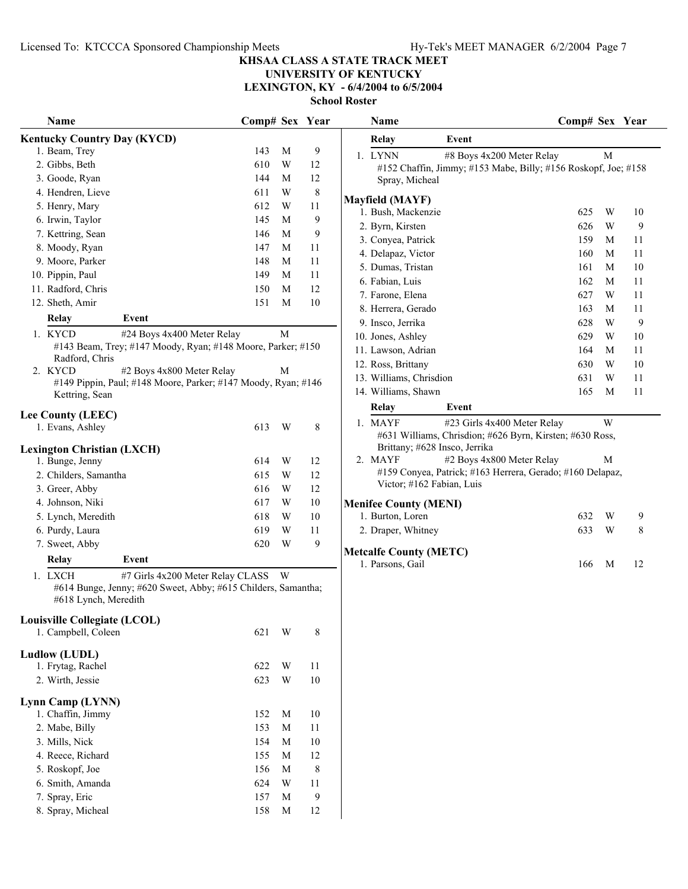# KHSAA CLASS A STATE TRACK MEET
## UNIVERSITY OF KENTUCKY
## LEXINGTON, KY - 6/4/2004 to 6/5/2004
### School Roster

### Kentucky Country Day (KYCD)

| Name | Comp# | Sex | Year |
|---|---|---|---|
| 1. Beam, Trey | 143 | M | 9 |
| 2. Gibbs, Beth | 610 | W | 12 |
| 3. Goode, Ryan | 144 | M | 12 |
| 4. Hendren, Lieve | 611 | W | 8 |
| 5. Henry, Mary | 612 | W | 11 |
| 6. Irwin, Taylor | 145 | M | 9 |
| 7. Kettring, Sean | 146 | M | 9 |
| 8. Moody, Ryan | 147 | M | 11 |
| 9. Moore, Parker | 148 | M | 11 |
| 10. Pippin, Paul | 149 | M | 11 |
| 11. Radford, Chris | 150 | M | 12 |
| 12. Sheth, Amir | 151 | M | 10 |

| Relay | Event | Sex |
|---|---|---|
| 1. KYCD | #24 Boys 4x400 Meter Relay | M |
| | #143 Beam, Trey; #147 Moody, Ryan; #148 Moore, Parker; #150 Radford, Chris | |
| 2. KYCD | #2 Boys 4x800 Meter Relay | M |
| | #149 Pippin, Paul; #148 Moore, Parker; #147 Moody, Ryan; #146 Kettring, Sean | |

### Lee County (LEEC)

| Name | Comp# | Sex | Year |
|---|---|---|---|
| 1. Evans, Ashley | 613 | W | 8 |

### Lexington Christian (LXCH)

| Name | Comp# | Sex | Year |
|---|---|---|---|
| 1. Bunge, Jenny | 614 | W | 12 |
| 2. Childers, Samantha | 615 | W | 12 |
| 3. Greer, Abby | 616 | W | 12 |
| 4. Johnson, Niki | 617 | W | 10 |
| 5. Lynch, Meredith | 618 | W | 10 |
| 6. Purdy, Laura | 619 | W | 11 |
| 7. Sweet, Abby | 620 | W | 9 |

| Relay | Event | Sex |
|---|---|---|
| 1. LXCH | #7 Girls 4x200 Meter Relay CLASS | W |
| | #614 Bunge, Jenny; #620 Sweet, Abby; #615 Childers, Samantha; #618 Lynch, Meredith | |

### Louisville Collegiate (LCOL)

| Name | Comp# | Sex | Year |
|---|---|---|---|
| 1. Campbell, Coleen | 621 | W | 8 |

### Ludlow (LUDL)

| Name | Comp# | Sex | Year |
|---|---|---|---|
| 1. Frytag, Rachel | 622 | W | 11 |
| 2. Wirth, Jessie | 623 | W | 10 |

### Lynn Camp (LYNN)

| Name | Comp# | Sex | Year |
|---|---|---|---|
| 1. Chaffin, Jimmy | 152 | M | 10 |
| 2. Mabe, Billy | 153 | M | 11 |
| 3. Mills, Nick | 154 | M | 10 |
| 4. Reece, Richard | 155 | M | 12 |
| 5. Roskopf, Joe | 156 | M | 8 |
| 6. Smith, Amanda | 624 | W | 11 |
| 7. Spray, Eric | 157 | M | 9 |
| 8. Spray, Micheal | 158 | M | 12 |

| Relay | Event | Sex |
|---|---|---|
| 1. LYNN | #8 Boys 4x200 Meter Relay | M |
| | #152 Chaffin, Jimmy; #153 Mabe, Billy; #156 Roskopf, Joe; #158 Spray, Micheal | |

### Mayfield (MAYF)

| Name | Comp# | Sex | Year |
|---|---|---|---|
| 1. Bush, Mackenzie | 625 | W | 10 |
| 2. Byrn, Kirsten | 626 | W | 9 |
| 3. Conyea, Patrick | 159 | M | 11 |
| 4. Delapaz, Victor | 160 | M | 11 |
| 5. Dumas, Tristan | 161 | M | 10 |
| 6. Fabian, Luis | 162 | M | 11 |
| 7. Farone, Elena | 627 | W | 11 |
| 8. Herrera, Gerado | 163 | M | 11 |
| 9. Insco, Jerrika | 628 | W | 9 |
| 10. Jones, Ashley | 629 | W | 10 |
| 11. Lawson, Adrian | 164 | M | 11 |
| 12. Ross, Brittany | 630 | W | 10 |
| 13. Williams, Chrisdion | 631 | W | 11 |
| 14. Williams, Shawn | 165 | M | 11 |

| Relay | Event | Sex |
|---|---|---|
| 1. MAYF | #23 Girls 4x400 Meter Relay | W |
| | #631 Williams, Chrisdion; #626 Byrn, Kirsten; #630 Ross, Brittany; #628 Insco, Jerrika | |
| 2. MAYF | #2 Boys 4x800 Meter Relay | M |
| | #159 Conyea, Patrick; #163 Herrera, Gerado; #160 Delapaz, Victor; #162 Fabian, Luis | |

### Menifee County (MENI)

| Name | Comp# | Sex | Year |
|---|---|---|---|
| 1. Burton, Loren | 632 | W | 9 |
| 2. Draper, Whitney | 633 | W | 8 |

### Metcalfe County (METC)

| Name | Comp# | Sex | Year |
|---|---|---|---|
| 1. Parsons, Gail | 166 | M | 12 |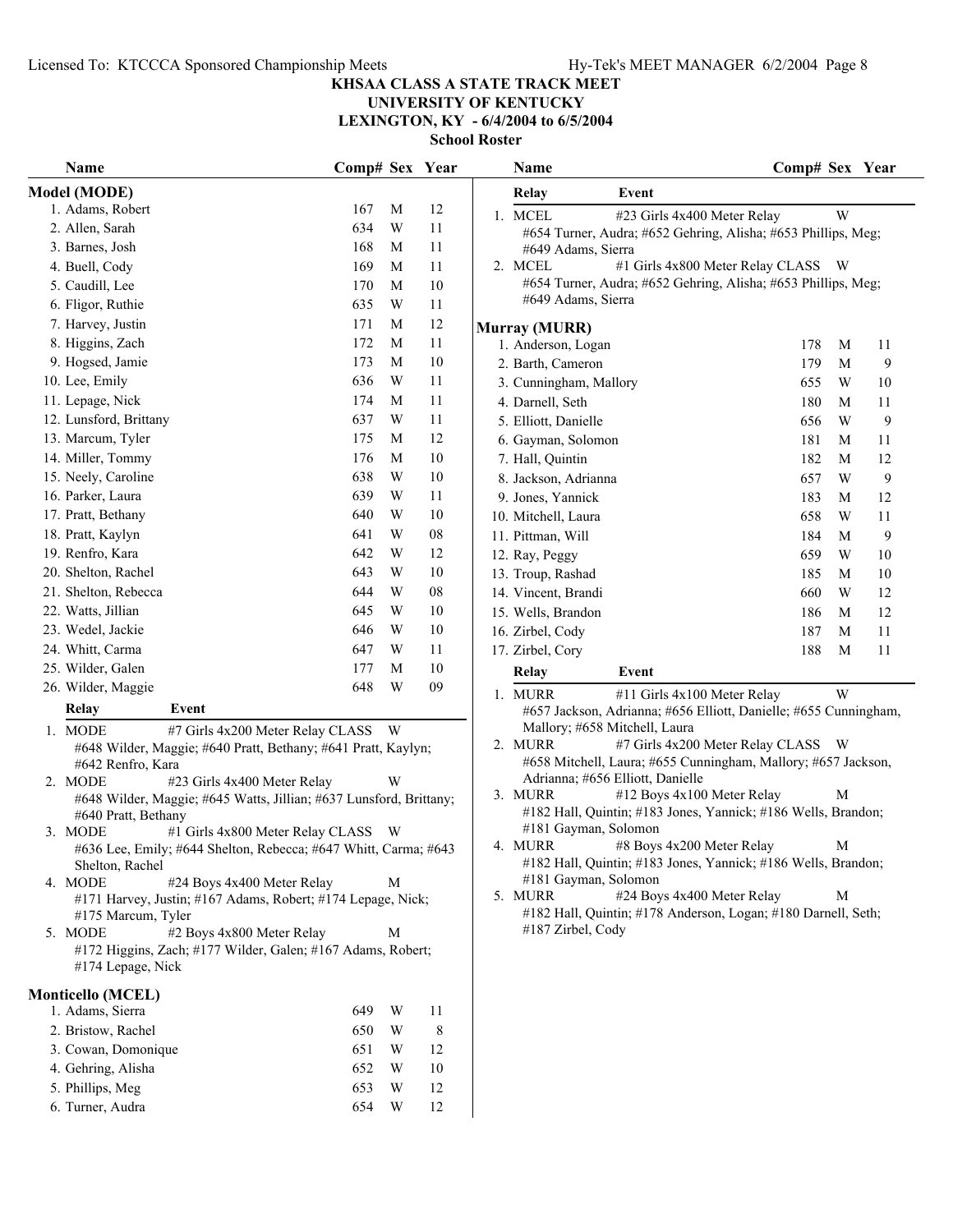# KHSAA CLASS A STATE TRACK MEET
## UNIVERSITY OF KENTUCKY
## LEXINGTON, KY - 6/4/2004 to 6/5/2004
### School Roster

### Model (MODE)

| Name | Comp# | Sex | Year |
|---|---|---|---|
| 1. Adams, Robert | 167 | M | 12 |
| 2. Allen, Sarah | 634 | W | 11 |
| 3. Barnes, Josh | 168 | M | 11 |
| 4. Buell, Cody | 169 | M | 11 |
| 5. Caudill, Lee | 170 | M | 10 |
| 6. Fligor, Ruthie | 635 | W | 11 |
| 7. Harvey, Justin | 171 | M | 12 |
| 8. Higgins, Zach | 172 | M | 11 |
| 9. Hogsed, Jamie | 173 | M | 10 |
| 10. Lee, Emily | 636 | W | 11 |
| 11. Lepage, Nick | 174 | M | 11 |
| 12. Lunsford, Brittany | 637 | W | 11 |
| 13. Marcum, Tyler | 175 | M | 12 |
| 14. Miller, Tommy | 176 | M | 10 |
| 15. Neely, Caroline | 638 | W | 10 |
| 16. Parker, Laura | 639 | W | 11 |
| 17. Pratt, Bethany | 640 | W | 10 |
| 18. Pratt, Kaylyn | 641 | W | 08 |
| 19. Renfro, Kara | 642 | W | 12 |
| 20. Shelton, Rachel | 643 | W | 10 |
| 21. Shelton, Rebecca | 644 | W | 08 |
| 22. Watts, Jillian | 645 | W | 10 |
| 23. Wedel, Jackie | 646 | W | 10 |
| 24. Whitt, Carma | 647 | W | 11 |
| 25. Wilder, Galen | 177 | M | 10 |
| 26. Wilder, Maggie | 648 | W | 09 |

| Relay | Event | |
|---|---|---|
| 1. MODE | #7 Girls 4x200 Meter Relay CLASS | W |
| | #648 Wilder, Maggie; #640 Pratt, Bethany; #641 Pratt, Kaylyn; #642 Renfro, Kara | |
| 2. MODE | #23 Girls 4x400 Meter Relay | W |
| | #648 Wilder, Maggie; #645 Watts, Jillian; #637 Lunsford, Brittany; #640 Pratt, Bethany | |
| 3. MODE | #1 Girls 4x800 Meter Relay CLASS | W |
| | #636 Lee, Emily; #644 Shelton, Rebecca; #647 Whitt, Carma; #643 Shelton, Rachel | |
| 4. MODE | #24 Boys 4x400 Meter Relay | M |
| | #171 Harvey, Justin; #167 Adams, Robert; #174 Lepage, Nick; #175 Marcum, Tyler | |
| 5. MODE | #2 Boys 4x800 Meter Relay | M |
| | #172 Higgins, Zach; #177 Wilder, Galen; #167 Adams, Robert; #174 Lepage, Nick | |

### Monticello (MCEL)

| Name | Comp# | Sex | Year |
|---|---|---|---|
| 1. Adams, Sierra | 649 | W | 11 |
| 2. Bristow, Rachel | 650 | W | 8 |
| 3. Cowan, Domonique | 651 | W | 12 |
| 4. Gehring, Alisha | 652 | W | 10 |
| 5. Phillips, Meg | 653 | W | 12 |
| 6. Turner, Audra | 654 | W | 12 |

| Relay | Event | |
|---|---|---|
| 1. MCEL | #23 Girls 4x400 Meter Relay | W |
| | #654 Turner, Audra; #652 Gehring, Alisha; #653 Phillips, Meg; #649 Adams, Sierra | |
| 2. MCEL | #1 Girls 4x800 Meter Relay CLASS | W |
| | #654 Turner, Audra; #652 Gehring, Alisha; #653 Phillips, Meg; #649 Adams, Sierra | |

### Murray (MURR)

| Name | Comp# | Sex | Year |
|---|---|---|---|
| 1. Anderson, Logan | 178 | M | 11 |
| 2. Barth, Cameron | 179 | M | 9 |
| 3. Cunningham, Mallory | 655 | W | 10 |
| 4. Darnell, Seth | 180 | M | 11 |
| 5. Elliott, Danielle | 656 | W | 9 |
| 6. Gayman, Solomon | 181 | M | 11 |
| 7. Hall, Quintin | 182 | M | 12 |
| 8. Jackson, Adrianna | 657 | W | 9 |
| 9. Jones, Yannick | 183 | M | 12 |
| 10. Mitchell, Laura | 658 | W | 11 |
| 11. Pittman, Will | 184 | M | 9 |
| 12. Ray, Peggy | 659 | W | 10 |
| 13. Troup, Rashad | 185 | M | 10 |
| 14. Vincent, Brandi | 660 | W | 12 |
| 15. Wells, Brandon | 186 | M | 12 |
| 16. Zirbel, Cody | 187 | M | 11 |
| 17. Zirbel, Cory | 188 | M | 11 |

| Relay | Event | |
|---|---|---|
| 1. MURR | #11 Girls 4x100 Meter Relay | W |
| | #657 Jackson, Adrianna; #656 Elliott, Danielle; #655 Cunningham, Mallory; #658 Mitchell, Laura | |
| 2. MURR | #7 Girls 4x200 Meter Relay CLASS | W |
| | #658 Mitchell, Laura; #655 Cunningham, Mallory; #657 Jackson, Adrianna; #656 Elliott, Danielle | |
| 3. MURR | #12 Boys 4x100 Meter Relay | M |
| | #182 Hall, Quintin; #183 Jones, Yannick; #186 Wells, Brandon; #181 Gayman, Solomon | |
| 4. MURR | #8 Boys 4x200 Meter Relay | M |
| | #182 Hall, Quintin; #183 Jones, Yannick; #186 Wells, Brandon; #181 Gayman, Solomon | |
| 5. MURR | #24 Boys 4x400 Meter Relay | M |
| | #182 Hall, Quintin; #178 Anderson, Logan; #180 Darnell, Seth; #187 Zirbel, Cody | |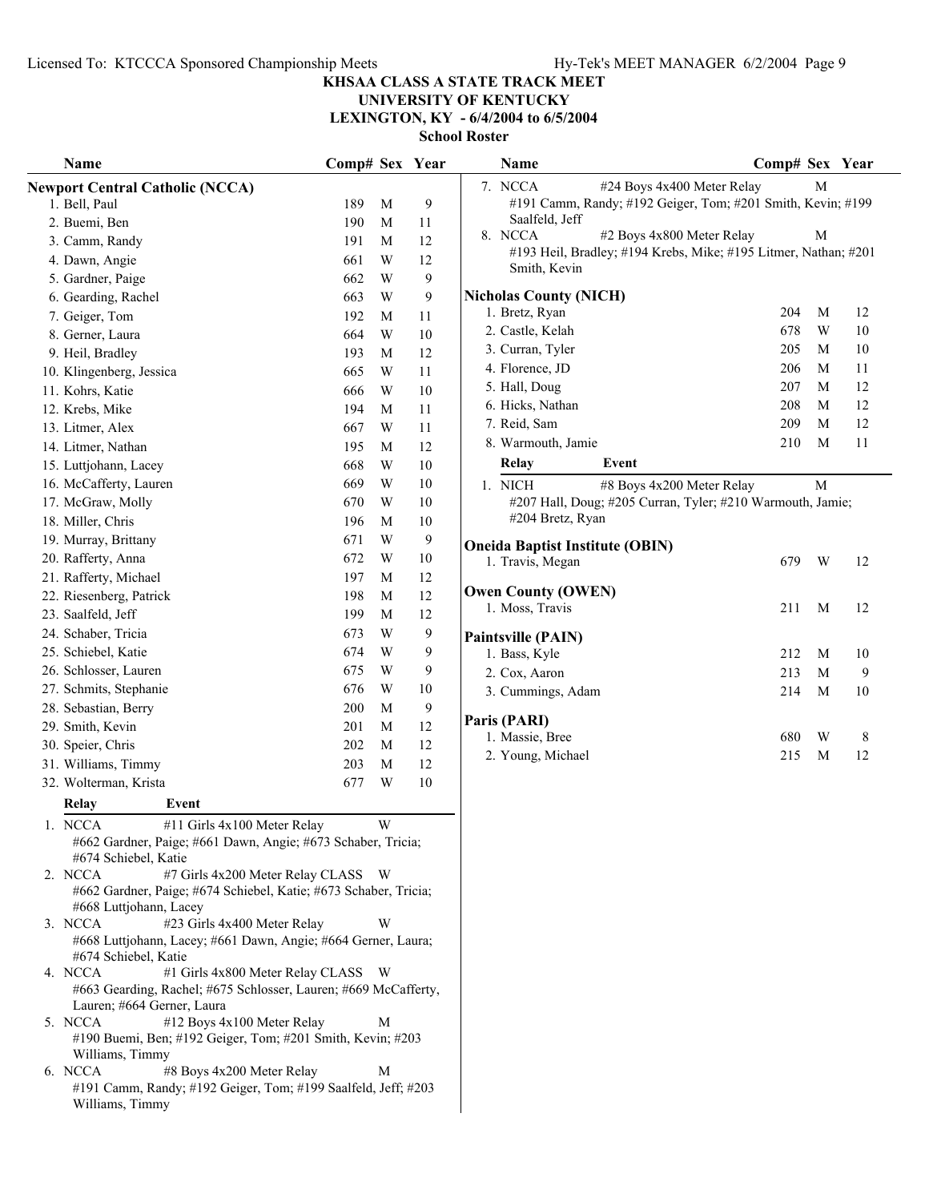# KHSAA CLASS A STATE TRACK MEET
## UNIVERSITY OF KENTUCKY
## LEXINGTON, KY - 6/4/2004 to 6/5/2004
### School Roster

### Newport Central Catholic (NCCA)

| Name | Comp# | Sex | Year |
|---|---|---|---|
| 1. Bell, Paul | 189 | M | 9 |
| 2. Buemi, Ben | 190 | M | 11 |
| 3. Camm, Randy | 191 | M | 12 |
| 4. Dawn, Angie | 661 | W | 12 |
| 5. Gardner, Paige | 662 | W | 9 |
| 6. Gearding, Rachel | 663 | W | 9 |
| 7. Geiger, Tom | 192 | M | 11 |
| 8. Gerner, Laura | 664 | W | 10 |
| 9. Heil, Bradley | 193 | M | 12 |
| 10. Klingenberg, Jessica | 665 | W | 11 |
| 11. Kohrs, Katie | 666 | W | 10 |
| 12. Krebs, Mike | 194 | M | 11 |
| 13. Litmer, Alex | 667 | W | 11 |
| 14. Litmer, Nathan | 195 | M | 12 |
| 15. Luttjohann, Lacey | 668 | W | 10 |
| 16. McCafferty, Lauren | 669 | W | 10 |
| 17. McGraw, Molly | 670 | W | 10 |
| 18. Miller, Chris | 196 | M | 10 |
| 19. Murray, Brittany | 671 | W | 9 |
| 20. Rafferty, Anna | 672 | W | 10 |
| 21. Rafferty, Michael | 197 | M | 12 |
| 22. Riesenberg, Patrick | 198 | M | 12 |
| 23. Saalfeld, Jeff | 199 | M | 12 |
| 24. Schaber, Tricia | 673 | W | 9 |
| 25. Schiebel, Katie | 674 | W | 9 |
| 26. Schlosser, Lauren | 675 | W | 9 |
| 27. Schmits, Stephanie | 676 | W | 10 |
| 28. Sebastian, Berry | 200 | M | 9 |
| 29. Smith, Kevin | 201 | M | 12 |
| 30. Speier, Chris | 202 | M | 12 |
| 31. Williams, Timmy | 203 | M | 12 |
| 32. Wolterman, Krista | 677 | W | 10 |

| Relay | Event | Sex |
|---|---|---|
| 1. NCCA | #11 Girls 4x100 Meter Relay | W |
| | #662 Gardner, Paige; #661 Dawn, Angie; #673 Schaber, Tricia; #674 Schiebel, Katie | |
| 2. NCCA | #7 Girls 4x200 Meter Relay CLASS | W |
| | #662 Gardner, Paige; #674 Schiebel, Katie; #673 Schaber, Tricia; #668 Luttjohann, Lacey | |
| 3. NCCA | #23 Girls 4x400 Meter Relay | W |
| | #668 Luttjohann, Lacey; #661 Dawn, Angie; #664 Gerner, Laura; #674 Schiebel, Katie | |
| 4. NCCA | #1 Girls 4x800 Meter Relay CLASS | W |
| | #663 Gearding, Rachel; #675 Schlosser, Lauren; #669 McCafferty, Lauren; #664 Gerner, Laura | |
| 5. NCCA | #12 Boys 4x100 Meter Relay | M |
| | #190 Buemi, Ben; #192 Geiger, Tom; #201 Smith, Kevin; #203 Williams, Timmy | |
| 6. NCCA | #8 Boys 4x200 Meter Relay | M |
| | #191 Camm, Randy; #192 Geiger, Tom; #199 Saalfeld, Jeff; #203 Williams, Timmy | |
| 7. NCCA | #24 Boys 4x400 Meter Relay | M |
| | #191 Camm, Randy; #192 Geiger, Tom; #201 Smith, Kevin; #199 Saalfeld, Jeff | |
| 8. NCCA | #2 Boys 4x800 Meter Relay | M |
| | #193 Heil, Bradley; #194 Krebs, Mike; #195 Litmer, Nathan; #201 Smith, Kevin | |

### Nicholas County (NICH)

| Name | Comp# | Sex | Year |
|---|---|---|---|
| 1. Bretz, Ryan | 204 | M | 12 |
| 2. Castle, Kelah | 678 | W | 10 |
| 3. Curran, Tyler | 205 | M | 10 |
| 4. Florence, JD | 206 | M | 11 |
| 5. Hall, Doug | 207 | M | 12 |
| 6. Hicks, Nathan | 208 | M | 12 |
| 7. Reid, Sam | 209 | M | 12 |
| 8. Warmouth, Jamie | 210 | M | 11 |

| Relay | Event | Sex |
|---|---|---|
| 1. NICH | #8 Boys 4x200 Meter Relay | M |
| | #207 Hall, Doug; #205 Curran, Tyler; #210 Warmouth, Jamie; #204 Bretz, Ryan | |

### Oneida Baptist Institute (OBIN)

| Name | Comp# | Sex | Year |
|---|---|---|---|
| 1. Travis, Megan | 679 | W | 12 |

### Owen County (OWEN)

| Name | Comp# | Sex | Year |
|---|---|---|---|
| 1. Moss, Travis | 211 | M | 12 |

### Paintsville (PAIN)

| Name | Comp# | Sex | Year |
|---|---|---|---|
| 1. Bass, Kyle | 212 | M | 10 |
| 2. Cox, Aaron | 213 | M | 9 |
| 3. Cummings, Adam | 214 | M | 10 |

### Paris (PARI)

| Name | Comp# | Sex | Year |
|---|---|---|---|
| 1. Massie, Bree | 680 | W | 8 |
| 2. Young, Michael | 215 | M | 12 |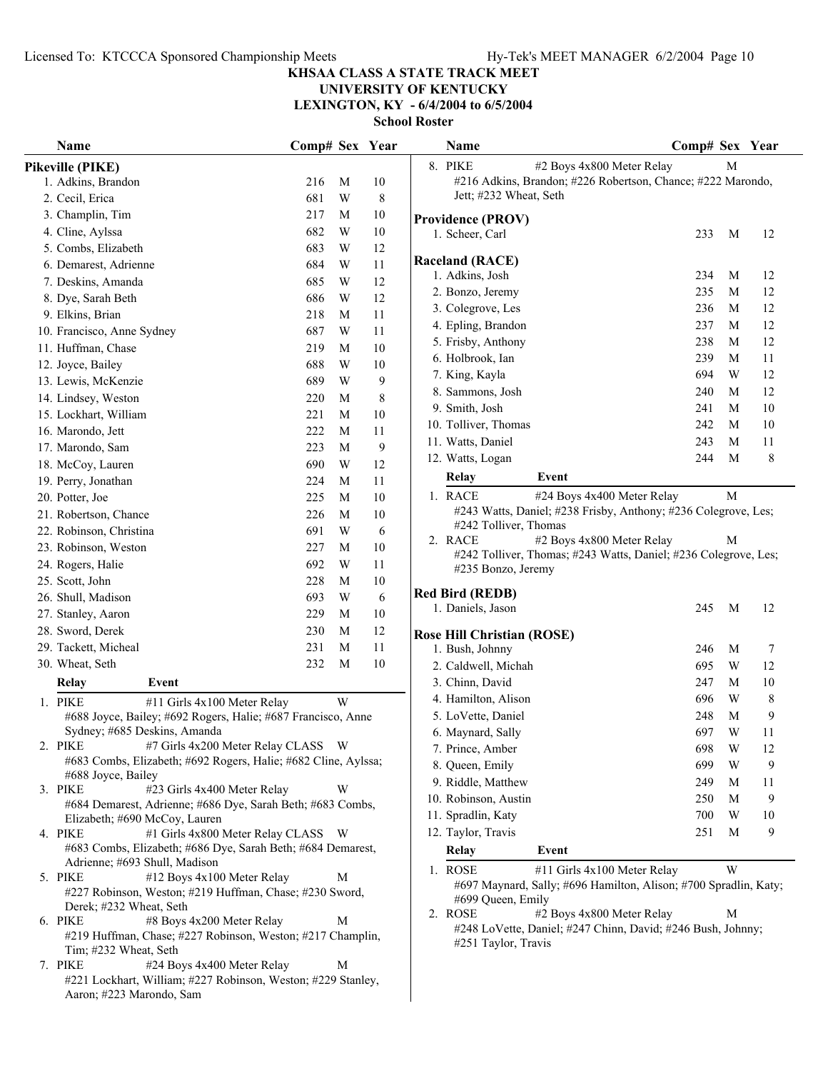# KHSAA CLASS A STATE TRACK MEET
## UNIVERSITY OF KENTUCKY
## LEXINGTON, KY - 6/4/2004 to 6/5/2004
### School Roster

**Pikeville (PIKE)**

| Name | Comp# | Sex | Year |
|---|---|---|---|
| 1. Adkins, Brandon | 216 | M | 10 |
| 2. Cecil, Erica | 681 | W | 8 |
| 3. Champlin, Tim | 217 | M | 10 |
| 4. Cline, Aylssa | 682 | W | 10 |
| 5. Combs, Elizabeth | 683 | W | 12 |
| 6. Demarest, Adrienne | 684 | W | 11 |
| 7. Deskins, Amanda | 685 | W | 12 |
| 8. Dye, Sarah Beth | 686 | W | 12 |
| 9. Elkins, Brian | 218 | M | 11 |
| 10. Francisco, Anne Sydney | 687 | W | 11 |
| 11. Huffman, Chase | 219 | M | 10 |
| 12. Joyce, Bailey | 688 | W | 10 |
| 13. Lewis, McKenzie | 689 | W | 9 |
| 14. Lindsey, Weston | 220 | M | 8 |
| 15. Lockhart, William | 221 | M | 10 |
| 16. Marondo, Jett | 222 | M | 11 |
| 17. Marondo, Sam | 223 | M | 9 |
| 18. McCoy, Lauren | 690 | W | 12 |
| 19. Perry, Jonathan | 224 | M | 11 |
| 20. Potter, Joe | 225 | M | 10 |
| 21. Robertson, Chance | 226 | M | 10 |
| 22. Robinson, Christina | 691 | W | 6 |
| 23. Robinson, Weston | 227 | M | 10 |
| 24. Rogers, Halie | 692 | W | 11 |
| 25. Scott, John | 228 | M | 10 |
| 26. Shull, Madison | 693 | W | 6 |
| 27. Stanley, Aaron | 229 | M | 10 |
| 28. Sword, Derek | 230 | M | 12 |
| 29. Tackett, Micheal | 231 | M | 11 |
| 30. Wheat, Seth | 232 | M | 10 |

| Relay | Event | Sex |
|---|---|---|
| 1. PIKE | #11 Girls 4x100 Meter Relay | W |
| | #688 Joyce, Bailey; #692 Rogers, Halie; #687 Francisco, Anne Sydney; #685 Deskins, Amanda | |
| 2. PIKE | #7 Girls 4x200 Meter Relay CLASS | W |
| | #683 Combs, Elizabeth; #692 Rogers, Halie; #682 Cline, Aylssa; #688 Joyce, Bailey | |
| 3. PIKE | #23 Girls 4x400 Meter Relay | W |
| | #684 Demarest, Adrienne; #686 Dye, Sarah Beth; #683 Combs, Elizabeth; #690 McCoy, Lauren | |
| 4. PIKE | #1 Girls 4x800 Meter Relay CLASS | W |
| | #683 Combs, Elizabeth; #686 Dye, Sarah Beth; #684 Demarest, Adrienne; #693 Shull, Madison | |
| 5. PIKE | #12 Boys 4x100 Meter Relay | M |
| | #227 Robinson, Weston; #219 Huffman, Chase; #230 Sword, Derek; #232 Wheat, Seth | |
| 6. PIKE | #8 Boys 4x200 Meter Relay | M |
| | #219 Huffman, Chase; #227 Robinson, Weston; #217 Champlin, Tim; #232 Wheat, Seth | |
| 7. PIKE | #24 Boys 4x400 Meter Relay | M |
| | #221 Lockhart, William; #227 Robinson, Weston; #229 Stanley, Aaron; #223 Marondo, Sam | |
| 8. PIKE | #2 Boys 4x800 Meter Relay | M |
| | #216 Adkins, Brandon; #226 Robertson, Chance; #222 Marondo, Jett; #232 Wheat, Seth | |

**Providence (PROV)**

| Name | Comp# | Sex | Year |
|---|---|---|---|
| 1. Scheer, Carl | 233 | M | 12 |

**Raceland (RACE)**

| Name | Comp# | Sex | Year |
|---|---|---|---|
| 1. Adkins, Josh | 234 | M | 12 |
| 2. Bonzo, Jeremy | 235 | M | 12 |
| 3. Colegrove, Les | 236 | M | 12 |
| 4. Epling, Brandon | 237 | M | 12 |
| 5. Frisby, Anthony | 238 | M | 12 |
| 6. Holbrook, Ian | 239 | M | 11 |
| 7. King, Kayla | 694 | W | 12 |
| 8. Sammons, Josh | 240 | M | 12 |
| 9. Smith, Josh | 241 | M | 10 |
| 10. Tolliver, Thomas | 242 | M | 10 |
| 11. Watts, Daniel | 243 | M | 11 |
| 12. Watts, Logan | 244 | M | 8 |

| Relay | Event | Sex |
|---|---|---|
| 1. RACE | #24 Boys 4x400 Meter Relay | M |
| | #243 Watts, Daniel; #238 Frisby, Anthony; #236 Colegrove, Les; #242 Tolliver, Thomas | |
| 2. RACE | #2 Boys 4x800 Meter Relay | M |
| | #242 Tolliver, Thomas; #243 Watts, Daniel; #236 Colegrove, Les; #235 Bonzo, Jeremy | |

**Red Bird (REDB)**

| Name | Comp# | Sex | Year |
|---|---|---|---|
| 1. Daniels, Jason | 245 | M | 12 |

**Rose Hill Christian (ROSE)**

| Name | Comp# | Sex | Year |
|---|---|---|---|
| 1. Bush, Johnny | 246 | M | 7 |
| 2. Caldwell, Michah | 695 | W | 12 |
| 3. Chinn, David | 247 | M | 10 |
| 4. Hamilton, Alison | 696 | W | 8 |
| 5. LoVette, Daniel | 248 | M | 9 |
| 6. Maynard, Sally | 697 | W | 11 |
| 7. Prince, Amber | 698 | W | 12 |
| 8. Queen, Emily | 699 | W | 9 |
| 9. Riddle, Matthew | 249 | M | 11 |
| 10. Robinson, Austin | 250 | M | 9 |
| 11. Spradlin, Katy | 700 | W | 10 |
| 12. Taylor, Travis | 251 | M | 9 |

| Relay | Event | Sex |
|---|---|---|
| 1. ROSE | #11 Girls 4x100 Meter Relay | W |
| | #697 Maynard, Sally; #696 Hamilton, Alison; #700 Spradlin, Katy; #699 Queen, Emily | |
| 2. ROSE | #2 Boys 4x800 Meter Relay | M |
| | #248 LoVette, Daniel; #247 Chinn, David; #246 Bush, Johnny; #251 Taylor, Travis | |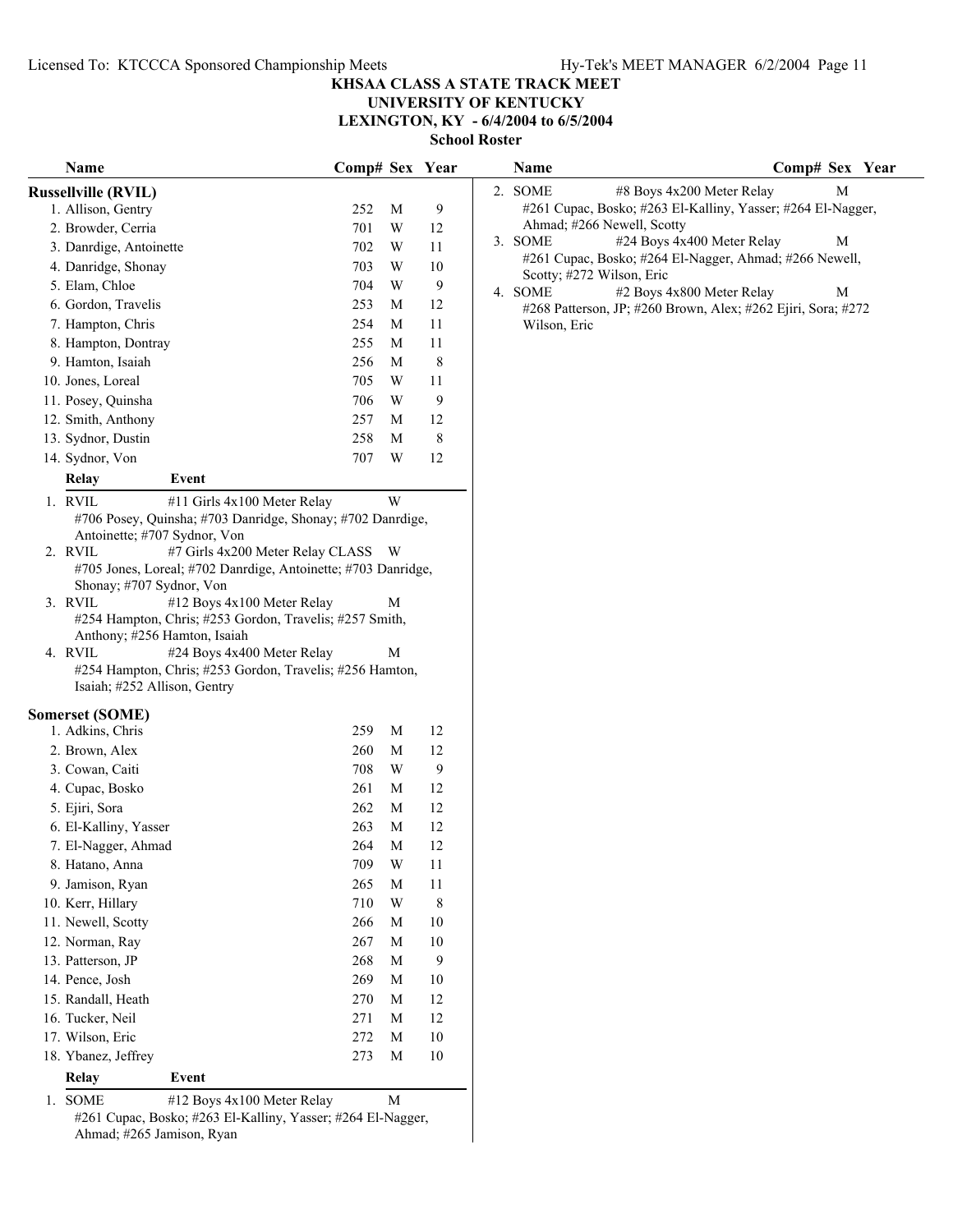# KHSAA CLASS A STATE TRACK MEET
## UNIVERSITY OF KENTUCKY
## LEXINGTON, KY - 6/4/2004 to 6/5/2004
### School Roster

**Russellville (RVIL)**

| Name | Comp# | Sex | Year |
|---|---|---|---|
| 1. Allison, Gentry | 252 | M | 9 |
| 2. Browder, Cerria | 701 | W | 12 |
| 3. Danrdige, Antoinette | 702 | W | 11 |
| 4. Danridge, Shonay | 703 | W | 10 |
| 5. Elam, Chloe | 704 | W | 9 |
| 6. Gordon, Travelis | 253 | M | 12 |
| 7. Hampton, Chris | 254 | M | 11 |
| 8. Hampton, Dontray | 255 | M | 11 |
| 9. Hamton, Isaiah | 256 | M | 8 |
| 10. Jones, Loreal | 705 | W | 11 |
| 11. Posey, Quinsha | 706 | W | 9 |
| 12. Smith, Anthony | 257 | M | 12 |
| 13. Sydnor, Dustin | 258 | M | 8 |
| 14. Sydnor, Von | 707 | W | 12 |

| Relay | Event | Sex |
|---|---|---|
| 1. RVIL | #11 Girls 4x100 Meter Relay | W |
| | #706 Posey, Quinsha; #703 Danridge, Shonay; #702 Danrdige, Antoinette; #707 Sydnor, Von | |
| 2. RVIL | #7 Girls 4x200 Meter Relay CLASS | W |
| | #705 Jones, Loreal; #702 Danrdige, Antoinette; #703 Danridge, Shonay; #707 Sydnor, Von | |
| 3. RVIL | #12 Boys 4x100 Meter Relay | M |
| | #254 Hampton, Chris; #253 Gordon, Travelis; #257 Smith, Anthony; #256 Hamton, Isaiah | |
| 4. RVIL | #24 Boys 4x400 Meter Relay | M |
| | #254 Hampton, Chris; #253 Gordon, Travelis; #256 Hamton, Isaiah; #252 Allison, Gentry | |

**Somerset (SOME)**

| Name | Comp# | Sex | Year |
|---|---|---|---|
| 1. Adkins, Chris | 259 | M | 12 |
| 2. Brown, Alex | 260 | M | 12 |
| 3. Cowan, Caiti | 708 | W | 9 |
| 4. Cupac, Bosko | 261 | M | 12 |
| 5. Ejiri, Sora | 262 | M | 12 |
| 6. El-Kalliny, Yasser | 263 | M | 12 |
| 7. El-Nagger, Ahmad | 264 | M | 12 |
| 8. Hatano, Anna | 709 | W | 11 |
| 9. Jamison, Ryan | 265 | M | 11 |
| 10. Kerr, Hillary | 710 | W | 8 |
| 11. Newell, Scotty | 266 | M | 10 |
| 12. Norman, Ray | 267 | M | 10 |
| 13. Patterson, JP | 268 | M | 9 |
| 14. Pence, Josh | 269 | M | 10 |
| 15. Randall, Heath | 270 | M | 12 |
| 16. Tucker, Neil | 271 | M | 12 |
| 17. Wilson, Eric | 272 | M | 10 |
| 18. Ybanez, Jeffrey | 273 | M | 10 |

| Relay | Event | Sex |
|---|---|---|
| 1. SOME | #12 Boys 4x100 Meter Relay | M |
| | #261 Cupac, Bosko; #263 El-Kalliny, Yasser; #264 El-Nagger, Ahmad; #265 Jamison, Ryan | |
| 2. SOME | #8 Boys 4x200 Meter Relay | M |
| | #261 Cupac, Bosko; #263 El-Kalliny, Yasser; #264 El-Nagger, Ahmad; #266 Newell, Scotty | |
| 3. SOME | #24 Boys 4x400 Meter Relay | M |
| | #261 Cupac, Bosko; #264 El-Nagger, Ahmad; #266 Newell, Scotty; #272 Wilson, Eric | |
| 4. SOME | #2 Boys 4x800 Meter Relay | M |
| | #268 Patterson, JP; #260 Brown, Alex; #262 Ejiri, Sora; #272 Wilson, Eric | |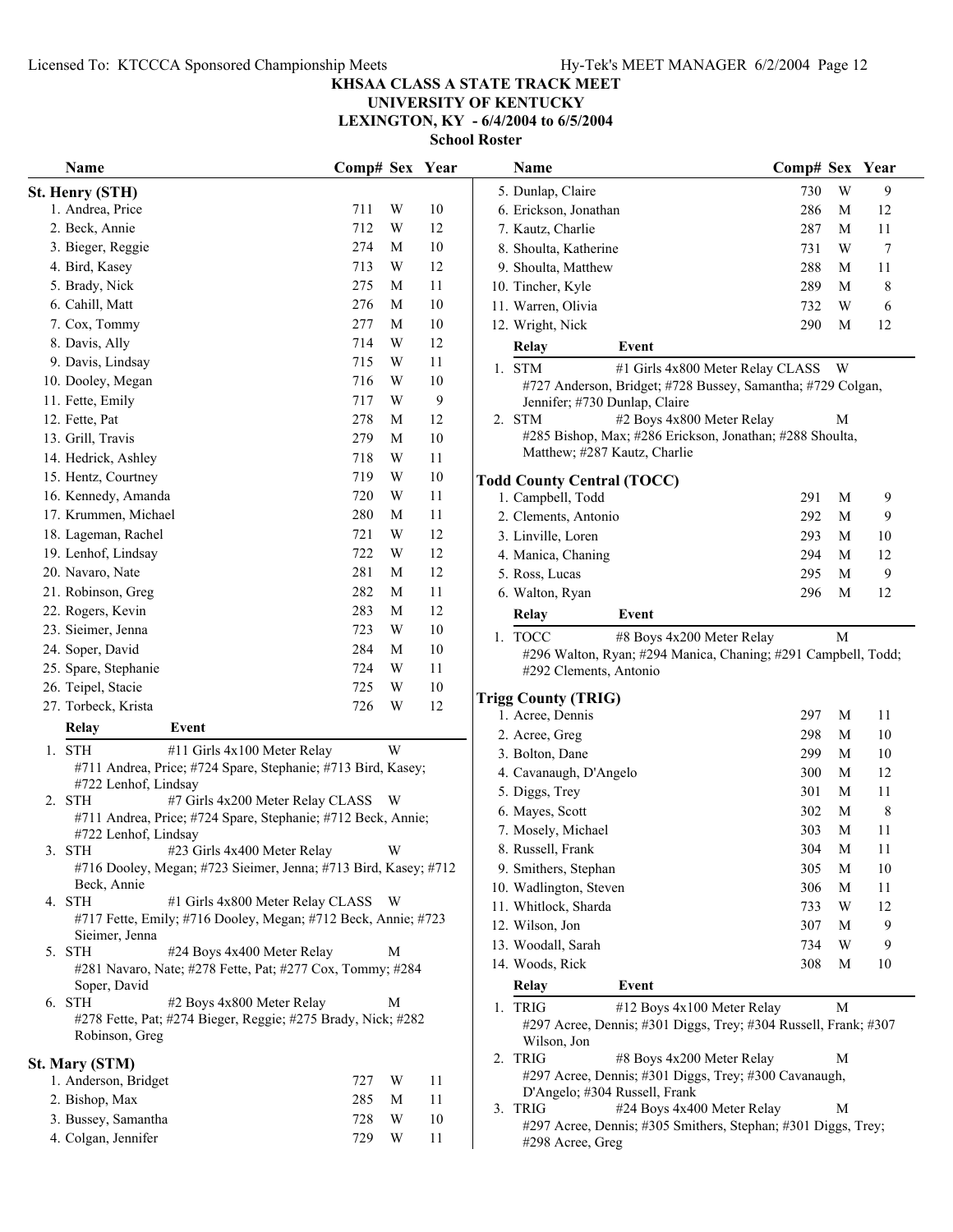# KHSAA CLASS A STATE TRACK MEET
## UNIVERSITY OF KENTUCKY
## LEXINGTON, KY - 6/4/2004 to 6/5/2004
### School Roster

### St. Henry (STH)

| Name | Comp# | Sex | Year |
|---|---|---|---|
| 1. Andrea, Price | 711 | W | 10 |
| 2. Beck, Annie | 712 | W | 12 |
| 3. Bieger, Reggie | 274 | M | 10 |
| 4. Bird, Kasey | 713 | W | 12 |
| 5. Brady, Nick | 275 | M | 11 |
| 6. Cahill, Matt | 276 | M | 10 |
| 7. Cox, Tommy | 277 | M | 10 |
| 8. Davis, Ally | 714 | W | 12 |
| 9. Davis, Lindsay | 715 | W | 11 |
| 10. Dooley, Megan | 716 | W | 10 |
| 11. Fette, Emily | 717 | W | 9 |
| 12. Fette, Pat | 278 | M | 12 |
| 13. Grill, Travis | 279 | M | 10 |
| 14. Hedrick, Ashley | 718 | W | 11 |
| 15. Hentz, Courtney | 719 | W | 10 |
| 16. Kennedy, Amanda | 720 | W | 11 |
| 17. Krummen, Michael | 280 | M | 11 |
| 18. Lageman, Rachel | 721 | W | 12 |
| 19. Lenhof, Lindsay | 722 | W | 12 |
| 20. Navaro, Nate | 281 | M | 12 |
| 21. Robinson, Greg | 282 | M | 11 |
| 22. Rogers, Kevin | 283 | M | 12 |
| 23. Sieimer, Jenna | 723 | W | 10 |
| 24. Soper, David | 284 | M | 10 |
| 25. Spare, Stephanie | 724 | W | 11 |
| 26. Teipel, Stacie | 725 | W | 10 |
| 27. Torbeck, Krista | 726 | W | 12 |

| Relay | Event | |
|---|---|---|
| 1. STH | #11 Girls 4x100 Meter Relay | W |
| | #711 Andrea, Price; #724 Spare, Stephanie; #713 Bird, Kasey; #722 Lenhof, Lindsay | |
| 2. STH | #7 Girls 4x200 Meter Relay CLASS | W |
| | #711 Andrea, Price; #724 Spare, Stephanie; #712 Beck, Annie; #722 Lenhof, Lindsay | |
| 3. STH | #23 Girls 4x400 Meter Relay | W |
| | #716 Dooley, Megan; #723 Sieimer, Jenna; #713 Bird, Kasey; #712 Beck, Annie | |
| 4. STH | #1 Girls 4x800 Meter Relay CLASS | W |
| | #717 Fette, Emily; #716 Dooley, Megan; #712 Beck, Annie; #723 Sieimer, Jenna | |
| 5. STH | #24 Boys 4x400 Meter Relay | M |
| | #281 Navaro, Nate; #278 Fette, Pat; #277 Cox, Tommy; #284 Soper, David | |
| 6. STH | #2 Boys 4x800 Meter Relay | M |
| | #278 Fette, Pat; #274 Bieger, Reggie; #275 Brady, Nick; #282 Robinson, Greg | |

### St. Mary (STM)

| Name | Comp# | Sex | Year |
|---|---|---|---|
| 1. Anderson, Bridget | 727 | W | 11 |
| 2. Bishop, Max | 285 | M | 11 |
| 3. Bussey, Samantha | 728 | W | 10 |
| 4. Colgan, Jennifer | 729 | W | 11 |
| 5. Dunlap, Claire | 730 | W | 9 |
| 6. Erickson, Jonathan | 286 | M | 12 |
| 7. Kautz, Charlie | 287 | M | 11 |
| 8. Shoulta, Katherine | 731 | W | 7 |
| 9. Shoulta, Matthew | 288 | M | 11 |
| 10. Tincher, Kyle | 289 | M | 8 |
| 11. Warren, Olivia | 732 | W | 6 |
| 12. Wright, Nick | 290 | M | 12 |

| Relay | Event | |
|---|---|---|
| 1. STM | #1 Girls 4x800 Meter Relay CLASS | W |
| | #727 Anderson, Bridget; #728 Bussey, Samantha; #729 Colgan, Jennifer; #730 Dunlap, Claire | |
| 2. STM | #2 Boys 4x800 Meter Relay | M |
| | #285 Bishop, Max; #286 Erickson, Jonathan; #288 Shoulta, Matthew; #287 Kautz, Charlie | |

### Todd County Central (TOCC)

| Name | Comp# | Sex | Year |
|---|---|---|---|
| 1. Campbell, Todd | 291 | M | 9 |
| 2. Clements, Antonio | 292 | M | 9 |
| 3. Linville, Loren | 293 | M | 10 |
| 4. Manica, Chaning | 294 | M | 12 |
| 5. Ross, Lucas | 295 | M | 9 |
| 6. Walton, Ryan | 296 | M | 12 |

| Relay | Event | |
|---|---|---|
| 1. TOCC | #8 Boys 4x200 Meter Relay | M |
| | #296 Walton, Ryan; #294 Manica, Chaning; #291 Campbell, Todd; #292 Clements, Antonio | |

### Trigg County (TRIG)

| Name | Comp# | Sex | Year |
|---|---|---|---|
| 1. Acree, Dennis | 297 | M | 11 |
| 2. Acree, Greg | 298 | M | 10 |
| 3. Bolton, Dane | 299 | M | 10 |
| 4. Cavanaugh, D'Angelo | 300 | M | 12 |
| 5. Diggs, Trey | 301 | M | 11 |
| 6. Mayes, Scott | 302 | M | 8 |
| 7. Mosely, Michael | 303 | M | 11 |
| 8. Russell, Frank | 304 | M | 11 |
| 9. Smithers, Stephan | 305 | M | 10 |
| 10. Wadlington, Steven | 306 | M | 11 |
| 11. Whitlock, Sharda | 733 | W | 12 |
| 12. Wilson, Jon | 307 | M | 9 |
| 13. Woodall, Sarah | 734 | W | 9 |
| 14. Woods, Rick | 308 | M | 10 |

| Relay | Event | |
|---|---|---|
| 1. TRIG | #12 Boys 4x100 Meter Relay | M |
| | #297 Acree, Dennis; #301 Diggs, Trey; #304 Russell, Frank; #307 Wilson, Jon | |
| 2. TRIG | #8 Boys 4x200 Meter Relay | M |
| | #297 Acree, Dennis; #301 Diggs, Trey; #300 Cavanaugh, D'Angelo; #304 Russell, Frank | |
| 3. TRIG | #24 Boys 4x400 Meter Relay | M |
| | #297 Acree, Dennis; #305 Smithers, Stephan; #301 Diggs, Trey; #298 Acree, Greg | |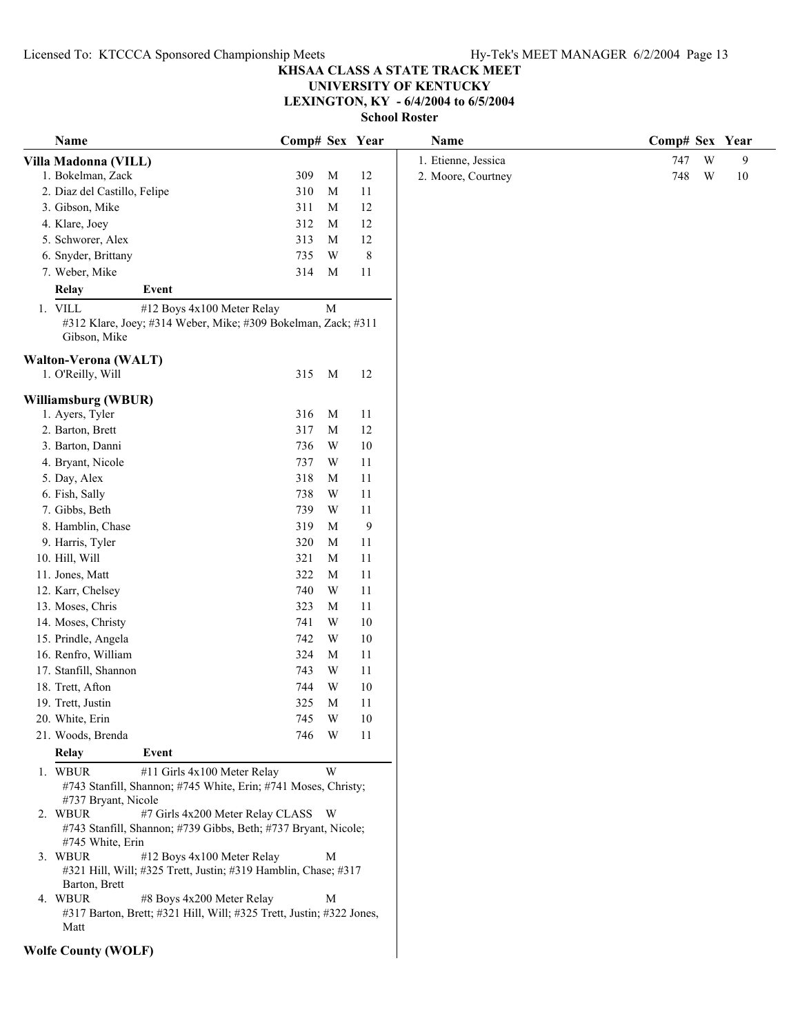**KHSAA CLASS A STATE TRACK MEET**
**UNIVERSITY OF KENTUCKY**
**LEXINGTON, KY - 6/4/2004 to 6/5/2004**
**School Roster**

| Name | Comp# | Sex | Year |
|---|---|---|---|
| **Villa Madonna (VILL)** | | | |
| 1. Bokelman, Zack | 309 | M | 12 |
| 2. Diaz del Castillo, Felipe | 310 | M | 11 |
| 3. Gibson, Mike | 311 | M | 12 |
| 4. Klare, Joey | 312 | M | 12 |
| 5. Schworer, Alex | 313 | M | 12 |
| 6. Snyder, Brittany | 735 | W | 8 |
| 7. Weber, Mike | 314 | M | 11 |

| Relay | Event | Sex |
|---|---|---|
| 1. VILL | #12 Boys 4x100 Meter Relay | M |

#312 Klare, Joey; #314 Weber, Mike; #309 Bokelman, Zack; #311 Gibson, Mike

| Name | Comp# | Sex | Year |
|---|---|---|---|
| **Walton-Verona (WALT)** | | | |
| 1. O'Reilly, Will | 315 | M | 12 |

| Name | Comp# | Sex | Year |
|---|---|---|---|
| **Williamsburg (WBUR)** | | | |
| 1. Ayers, Tyler | 316 | M | 11 |
| 2. Barton, Brett | 317 | M | 12 |
| 3. Barton, Danni | 736 | W | 10 |
| 4. Bryant, Nicole | 737 | W | 11 |
| 5. Day, Alex | 318 | M | 11 |
| 6. Fish, Sally | 738 | W | 11 |
| 7. Gibbs, Beth | 739 | W | 11 |
| 8. Hamblin, Chase | 319 | M | 9 |
| 9. Harris, Tyler | 320 | M | 11 |
| 10. Hill, Will | 321 | M | 11 |
| 11. Jones, Matt | 322 | M | 11 |
| 12. Karr, Chelsey | 740 | W | 11 |
| 13. Moses, Chris | 323 | M | 11 |
| 14. Moses, Christy | 741 | W | 10 |
| 15. Prindle, Angela | 742 | W | 10 |
| 16. Renfro, William | 324 | M | 11 |
| 17. Stanfill, Shannon | 743 | W | 11 |
| 18. Trett, Afton | 744 | W | 10 |
| 19. Trett, Justin | 325 | M | 11 |
| 20. White, Erin | 745 | W | 10 |
| 21. Woods, Brenda | 746 | W | 11 |

| Relay | Event | Sex |
|---|---|---|
| 1. WBUR | #11 Girls 4x100 Meter Relay | W |
| 2. WBUR | #7 Girls 4x200 Meter Relay CLASS | W |
| 3. WBUR | #12 Boys 4x100 Meter Relay | M |
| 4. WBUR | #8 Boys 4x200 Meter Relay | M |

1. #743 Stanfill, Shannon; #745 White, Erin; #741 Moses, Christy; #737 Bryant, Nicole
2. #743 Stanfill, Shannon; #739 Gibbs, Beth; #737 Bryant, Nicole; #745 White, Erin
3. #321 Hill, Will; #325 Trett, Justin; #319 Hamblin, Chase; #317 Barton, Brett
4. #317 Barton, Brett; #321 Hill, Will; #325 Trett, Justin; #322 Jones, Matt

| Name | Comp# | Sex | Year |
|---|---|---|---|
| **Wolfe County (WOLF)** | | | |
| 1. Etienne, Jessica | 747 | W | 9 |
| 2. Moore, Courtney | 748 | W | 10 |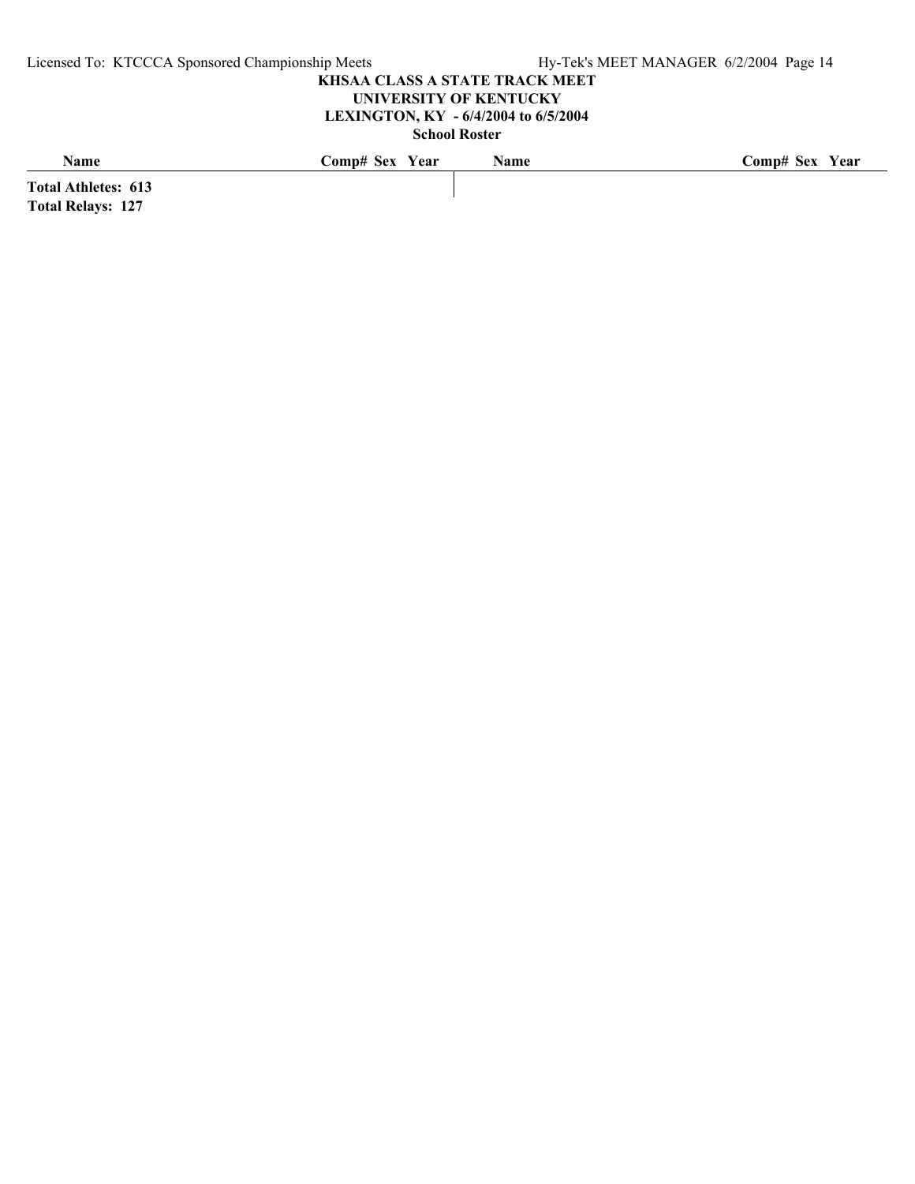| Name | Comp# | Sex | Year | Name | Comp# | Sex | Year |
|---|---|---|---|---|---|---|---|

**Total Athletes: 613**
**Total Relays: 127**